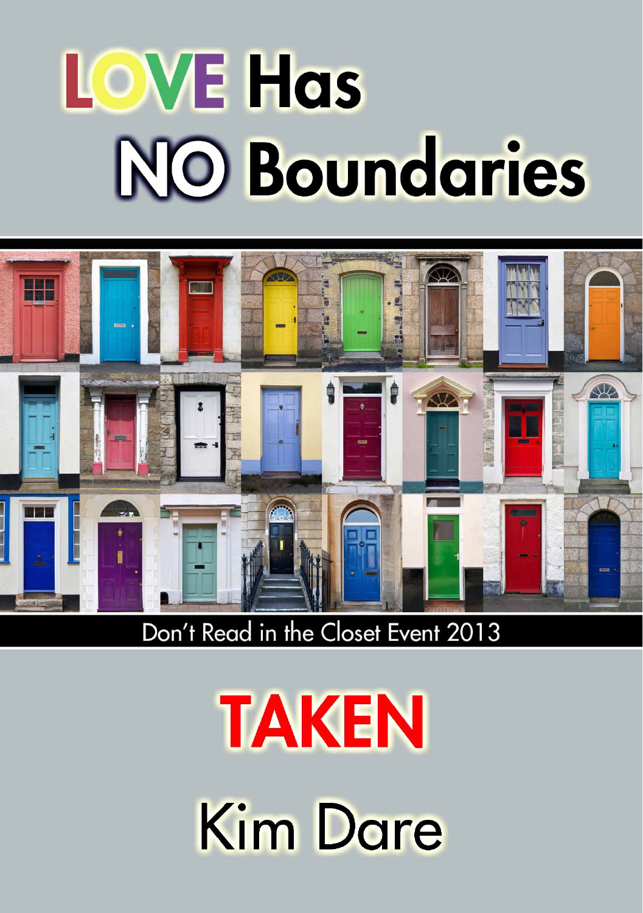# LOVE Has NO Boundaries

Don't Read in the Closet Event 2013

# TAKEN

Kim Dare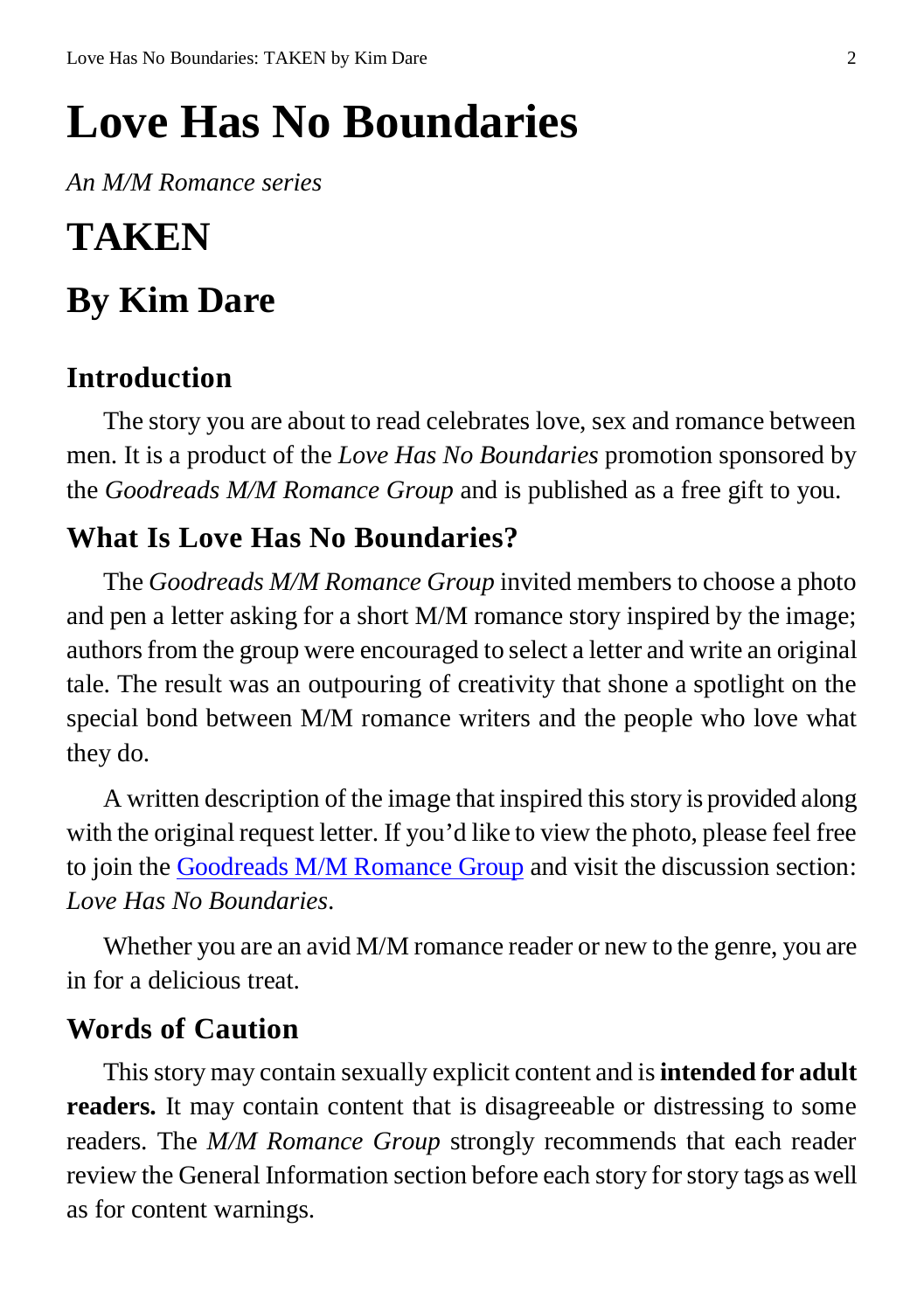# Love Has No Boundaries

*An M/M Romance series*

# TAKEN

## By Kim Dare

### Introduction

The story you are about to read celebrates love, sex and romance between men. It is a product of the *Love Has No Boundaries* promotion sponsored by the *Goodreads M/M Romance Group* and is published as a free gift to you.

### What Is Love Has No Boundaries?

The *Goodreads M/M Romance Group* invited members to choose a photo and pen a letter asking for a short M/M romance story inspired by the image; authors from the group were encouraged to select a letter and write an original tale. The result was an outpouring of creativity that shone a spotlight on the special bond between M/M romance writers and the people who love what they do.

A written description of the image that inspired this story is provided along with the original request letter. If you'd like to view the photo, please feel free to join the [Goodreads M/M Romance Group](https://www.goodreads.com/group/show/20149-m-m-romance) and visit the discussion section: *Love Has No Boundaries*.

Whether you are an avid M/M romance reader or new to the genre, you are in for a delicious treat.

### Words of Caution

This story may contain sexually explicit content and is **intended for adult readers.** It may contain content that is disagreeable or distressing to some readers. The *M/M Romance Group* strongly recommends that each reader review the General Information section before each story for story tags as well as for content warnings.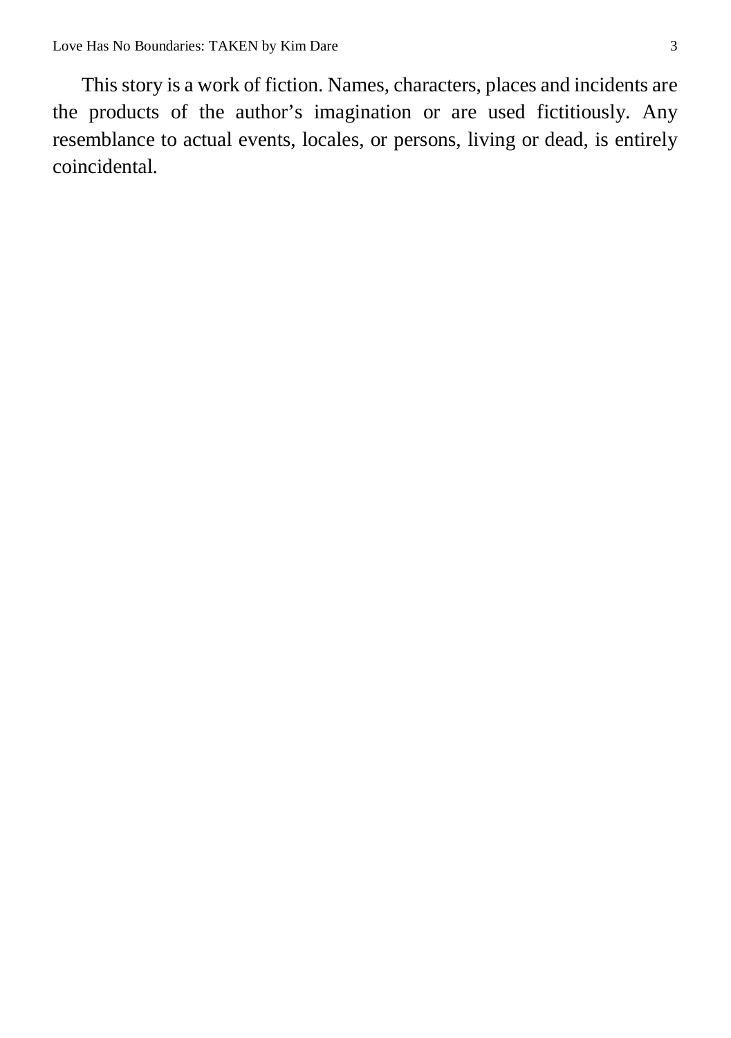This story is a work of fiction. Names, characters, places and incidents are the products of the author's imagination or are used fictitiously. Any resemblance to actual events, locales, or persons, living or dead, is entirely coincidental.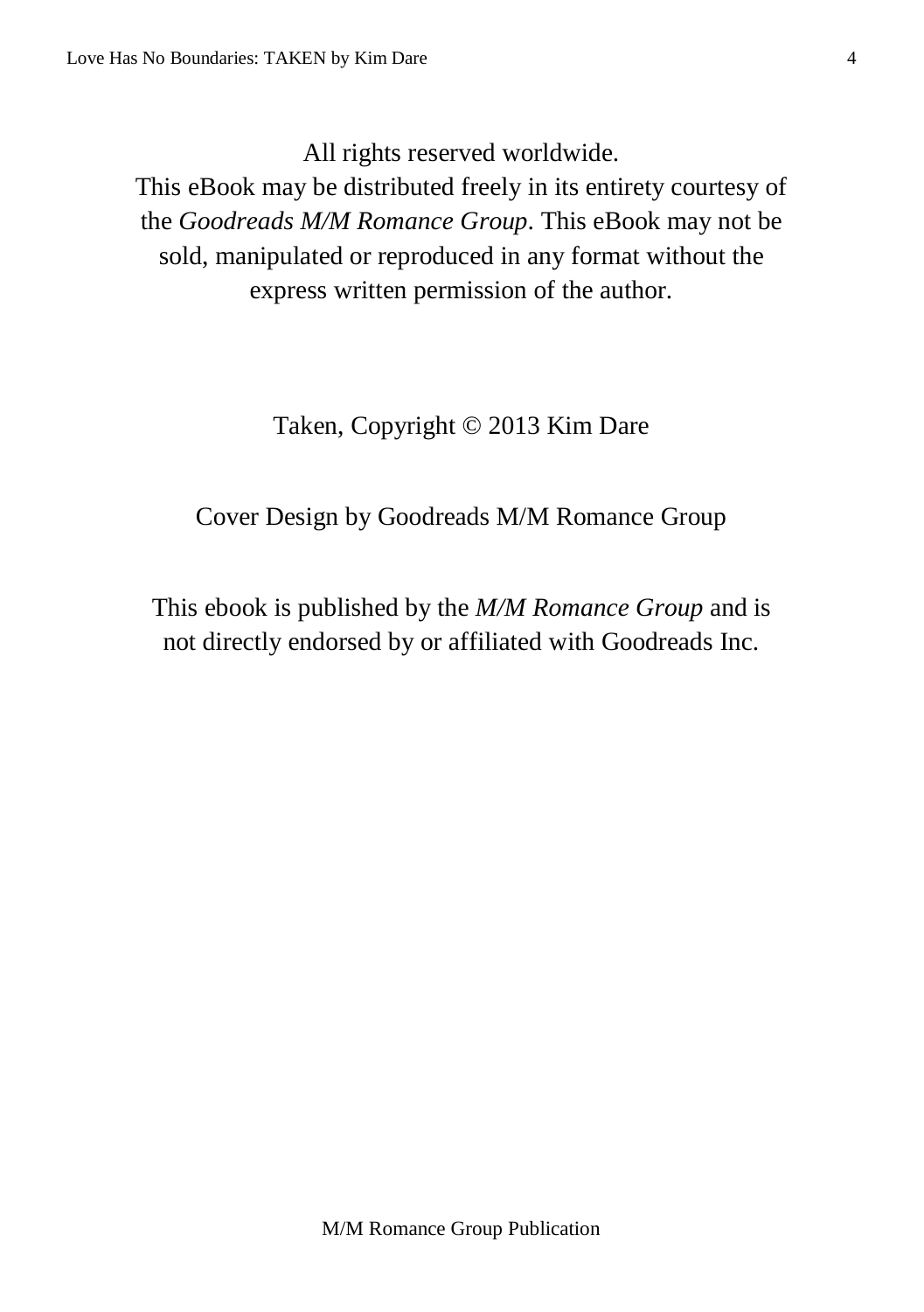All rights reserved worldwide.
This eBook may be distributed freely in its entirety courtesy of the *Goodreads M/M Romance Group*. This eBook may not be sold, manipulated or reproduced in any format without the express written permission of the author.

Taken, Copyright © 2013 Kim Dare

Cover Design by Goodreads M/M Romance Group

This ebook is published by the *M/M Romance Group* and is not directly endorsed by or affiliated with Goodreads Inc.

M/M Romance Group Publication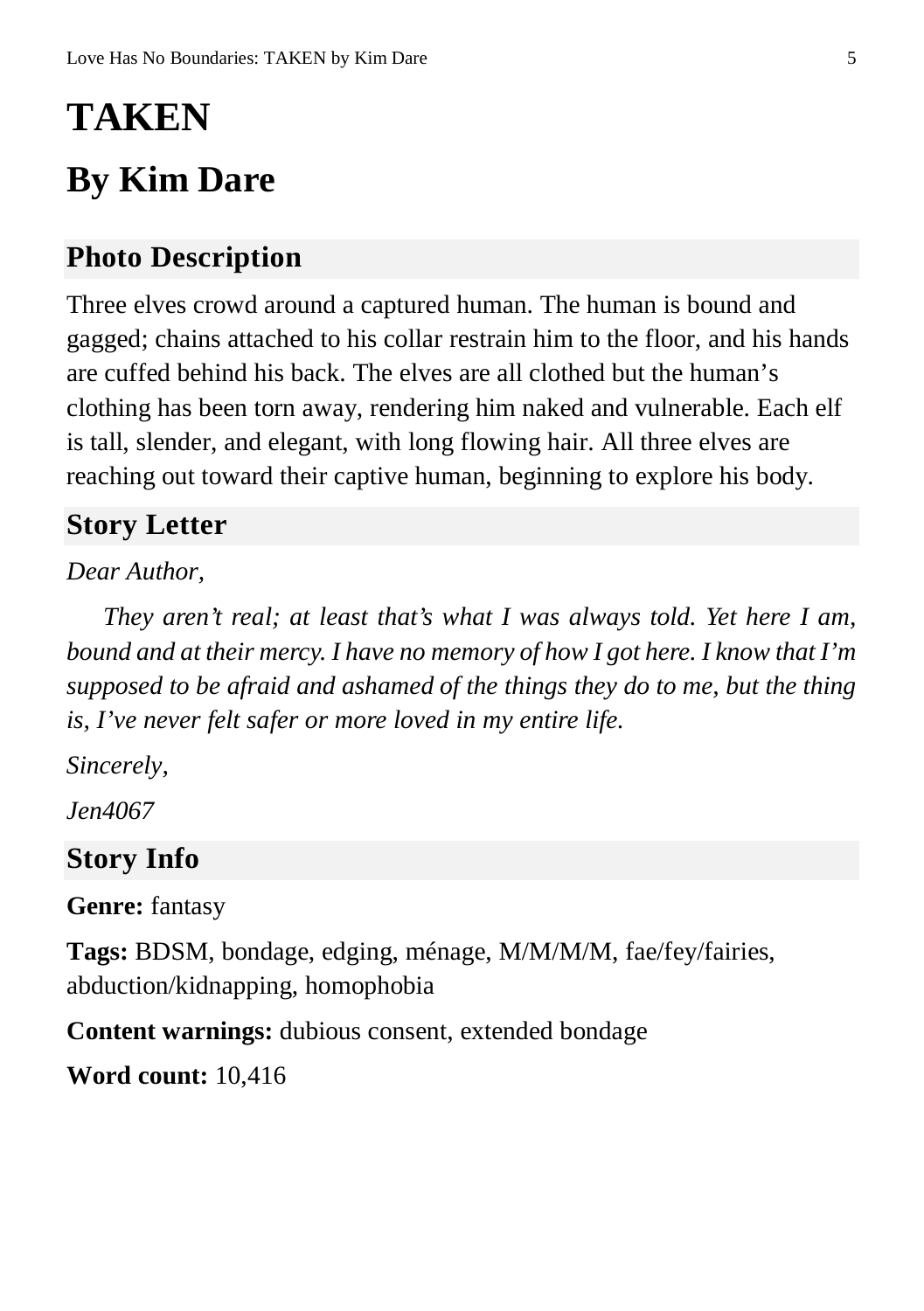# TAKEN

# By Kim Dare

## Photo Description

Three elves crowd around a captured human. The human is bound and gagged; chains attached to his collar restrain him to the floor, and his hands are cuffed behind his back. The elves are all clothed but the human's clothing has been torn away, rendering him naked and vulnerable. Each elf is tall, slender, and elegant, with long flowing hair. All three elves are reaching out toward their captive human, beginning to explore his body.

## Story Letter

*Dear Author,*

*They aren't real; at least that's what I was always told. Yet here I am, bound and at their mercy. I have no memory of how I got here. I know that I'm supposed to be afraid and ashamed of the things they do to me, but the thing is, I've never felt safer or more loved in my entire life.*

*Sincerely,*

*Jen4067*

## Story Info

**Genre:** fantasy

**Tags:** BDSM, bondage, edging, ménage, M/M/M/M, fae/fey/fairies, abduction/kidnapping, homophobia

**Content warnings:** dubious consent, extended bondage

**Word count:** 10,416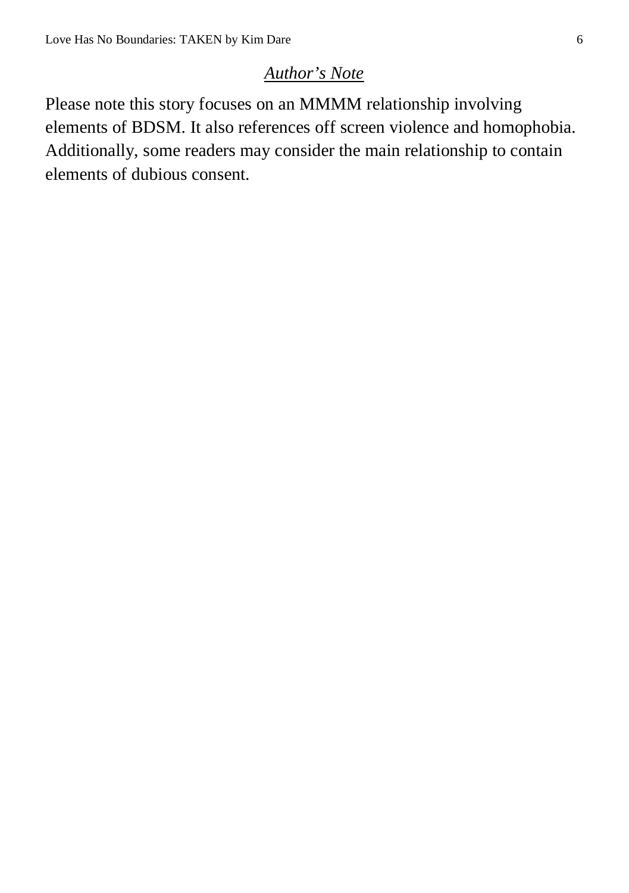## *Author's Note*

Please note this story focuses on an MMMM relationship involving elements of BDSM. It also references off screen violence and homophobia. Additionally, some readers may consider the main relationship to contain elements of dubious consent.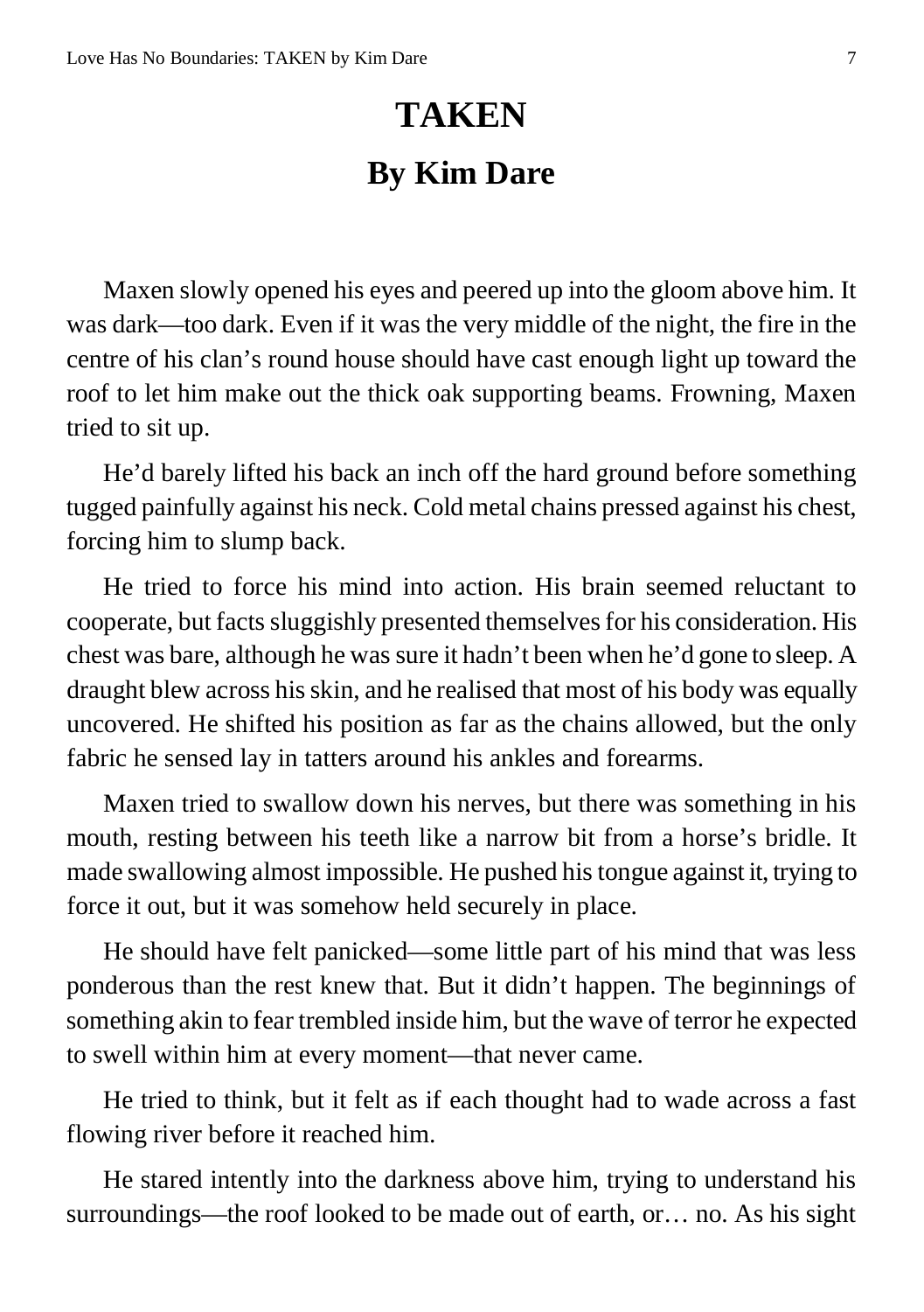# TAKEN

## By Kim Dare

Maxen slowly opened his eyes and peered up into the gloom above him. It was dark—too dark. Even if it was the very middle of the night, the fire in the centre of his clan's round house should have cast enough light up toward the roof to let him make out the thick oak supporting beams. Frowning, Maxen tried to sit up.

He'd barely lifted his back an inch off the hard ground before something tugged painfully against his neck. Cold metal chains pressed against his chest, forcing him to slump back.

He tried to force his mind into action. His brain seemed reluctant to cooperate, but facts sluggishly presented themselves for his consideration. His chest was bare, although he was sure it hadn't been when he'd gone to sleep. A draught blew across his skin, and he realised that most of his body was equally uncovered. He shifted his position as far as the chains allowed, but the only fabric he sensed lay in tatters around his ankles and forearms.

Maxen tried to swallow down his nerves, but there was something in his mouth, resting between his teeth like a narrow bit from a horse's bridle. It made swallowing almost impossible. He pushed his tongue against it, trying to force it out, but it was somehow held securely in place.

He should have felt panicked—some little part of his mind that was less ponderous than the rest knew that. But it didn't happen. The beginnings of something akin to fear trembled inside him, but the wave of terror he expected to swell within him at every moment—that never came.

He tried to think, but it felt as if each thought had to wade across a fast flowing river before it reached him.

He stared intently into the darkness above him, trying to understand his surroundings—the roof looked to be made out of earth, or… no. As his sight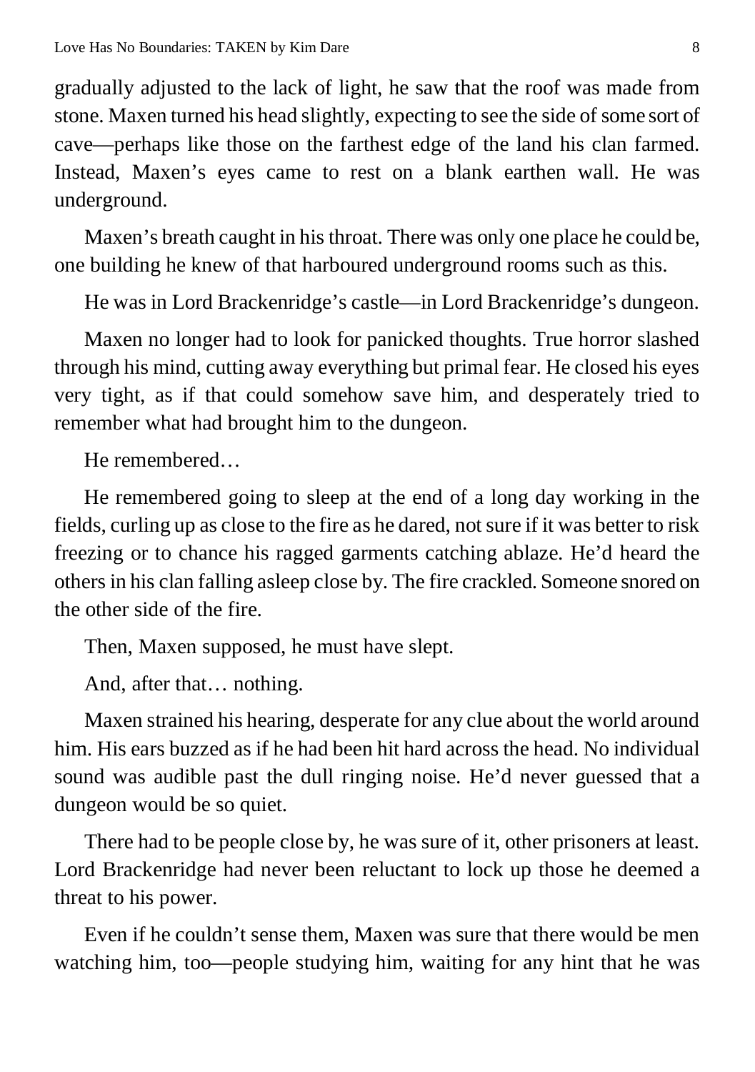gradually adjusted to the lack of light, he saw that the roof was made from stone. Maxen turned his head slightly, expecting to see the side of some sort of cave—perhaps like those on the farthest edge of the land his clan farmed. Instead, Maxen's eyes came to rest on a blank earthen wall. He was underground.

Maxen's breath caught in his throat. There was only one place he could be, one building he knew of that harboured underground rooms such as this.

He was in Lord Brackenridge's castle—in Lord Brackenridge's dungeon.

Maxen no longer had to look for panicked thoughts. True horror slashed through his mind, cutting away everything but primal fear. He closed his eyes very tight, as if that could somehow save him, and desperately tried to remember what had brought him to the dungeon.

He remembered…

He remembered going to sleep at the end of a long day working in the fields, curling up as close to the fire as he dared, not sure if it was better to risk freezing or to chance his ragged garments catching ablaze. He'd heard the others in his clan falling asleep close by. The fire crackled. Someone snored on the other side of the fire.

Then, Maxen supposed, he must have slept.

And, after that… nothing.

Maxen strained his hearing, desperate for any clue about the world around him. His ears buzzed as if he had been hit hard across the head. No individual sound was audible past the dull ringing noise. He'd never guessed that a dungeon would be so quiet.

There had to be people close by, he was sure of it, other prisoners at least. Lord Brackenridge had never been reluctant to lock up those he deemed a threat to his power.

Even if he couldn't sense them, Maxen was sure that there would be men watching him, too—people studying him, waiting for any hint that he was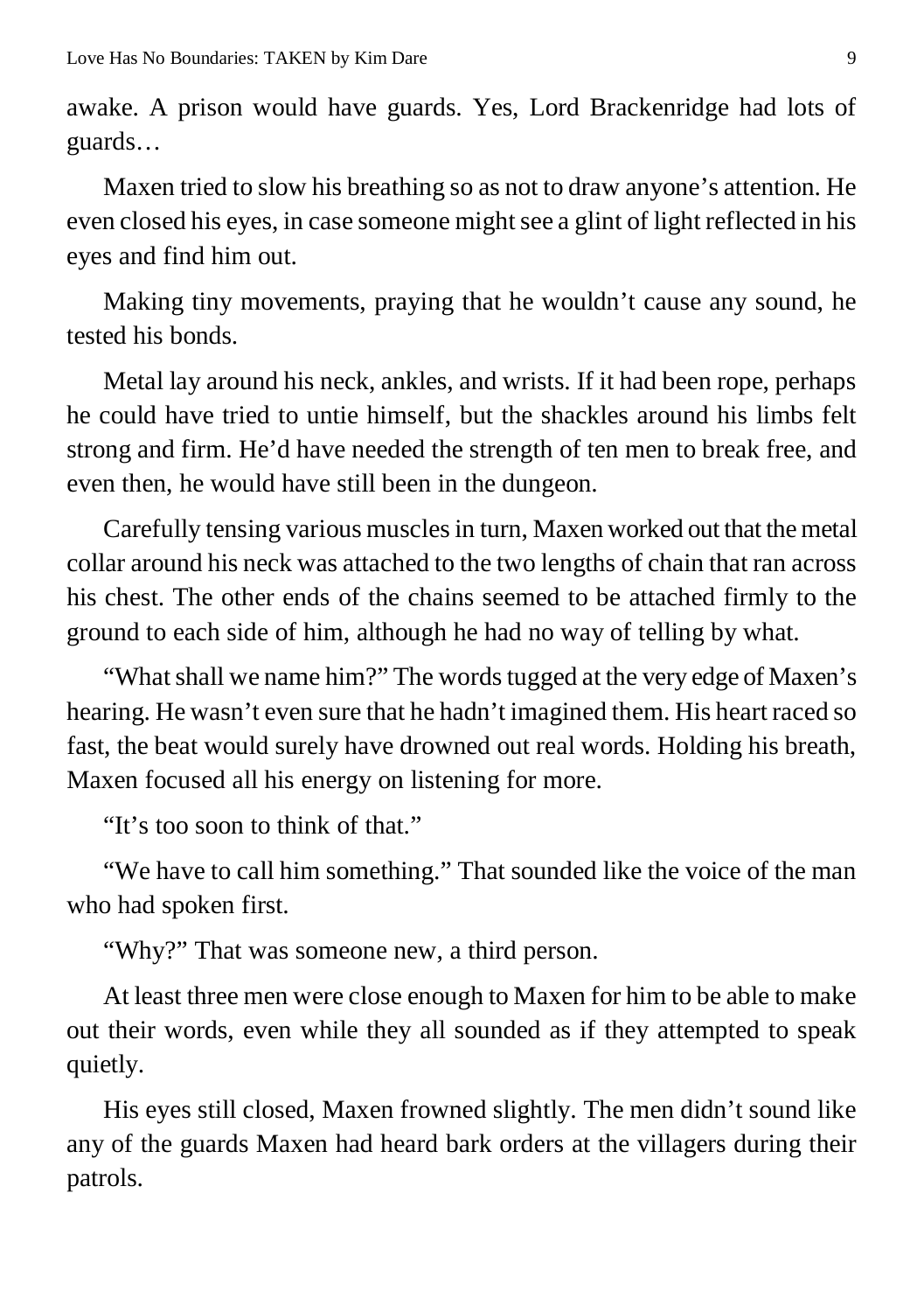awake. A prison would have guards. Yes, Lord Brackenridge had lots of guards…

Maxen tried to slow his breathing so as not to draw anyone's attention. He even closed his eyes, in case someone might see a glint of light reflected in his eyes and find him out.

Making tiny movements, praying that he wouldn't cause any sound, he tested his bonds.

Metal lay around his neck, ankles, and wrists. If it had been rope, perhaps he could have tried to untie himself, but the shackles around his limbs felt strong and firm. He'd have needed the strength of ten men to break free, and even then, he would have still been in the dungeon.

Carefully tensing various muscles in turn, Maxen worked out that the metal collar around his neck was attached to the two lengths of chain that ran across his chest. The other ends of the chains seemed to be attached firmly to the ground to each side of him, although he had no way of telling by what.

"What shall we name him?" The words tugged at the very edge of Maxen's hearing. He wasn't even sure that he hadn't imagined them. His heart raced so fast, the beat would surely have drowned out real words. Holding his breath, Maxen focused all his energy on listening for more.

"It's too soon to think of that."

"We have to call him something." That sounded like the voice of the man who had spoken first.

"Why?" That was someone new, a third person.

At least three men were close enough to Maxen for him to be able to make out their words, even while they all sounded as if they attempted to speak quietly.

His eyes still closed, Maxen frowned slightly. The men didn't sound like any of the guards Maxen had heard bark orders at the villagers during their patrols.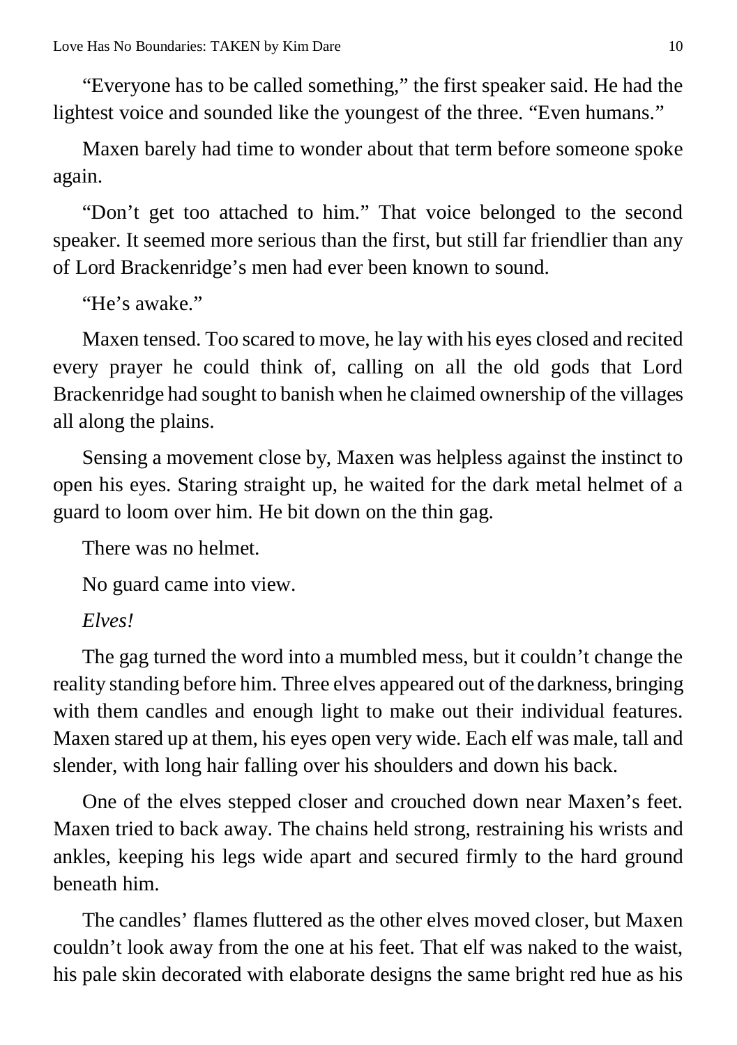"Everyone has to be called something," the first speaker said. He had the lightest voice and sounded like the youngest of the three. "Even humans."

Maxen barely had time to wonder about that term before someone spoke again.

"Don't get too attached to him." That voice belonged to the second speaker. It seemed more serious than the first, but still far friendlier than any of Lord Brackenridge's men had ever been known to sound.

"He's awake."

Maxen tensed. Too scared to move, he lay with his eyes closed and recited every prayer he could think of, calling on all the old gods that Lord Brackenridge had sought to banish when he claimed ownership of the villages all along the plains.

Sensing a movement close by, Maxen was helpless against the instinct to open his eyes. Staring straight up, he waited for the dark metal helmet of a guard to loom over him. He bit down on the thin gag.

There was no helmet.

No guard came into view.

*Elves!*

The gag turned the word into a mumbled mess, but it couldn't change the reality standing before him. Three elves appeared out of the darkness, bringing with them candles and enough light to make out their individual features. Maxen stared up at them, his eyes open very wide. Each elf was male, tall and slender, with long hair falling over his shoulders and down his back.

One of the elves stepped closer and crouched down near Maxen's feet. Maxen tried to back away. The chains held strong, restraining his wrists and ankles, keeping his legs wide apart and secured firmly to the hard ground beneath him.

The candles' flames fluttered as the other elves moved closer, but Maxen couldn't look away from the one at his feet. That elf was naked to the waist, his pale skin decorated with elaborate designs the same bright red hue as his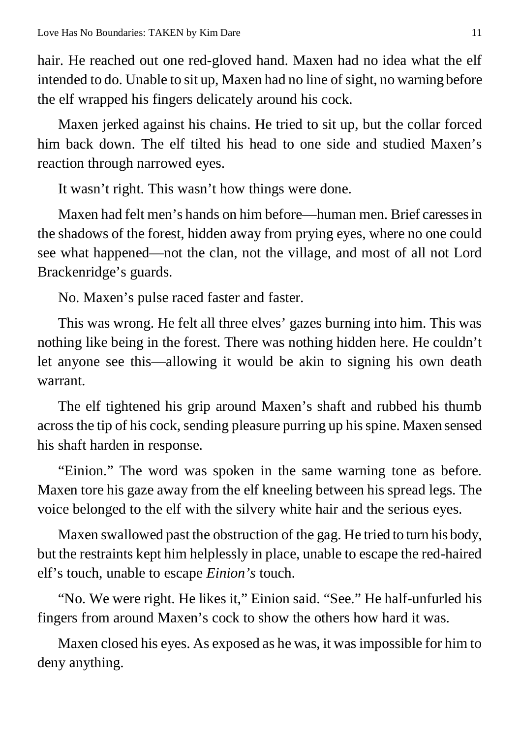hair. He reached out one red-gloved hand. Maxen had no idea what the elf intended to do. Unable to sit up, Maxen had no line of sight, no warning before the elf wrapped his fingers delicately around his cock.

Maxen jerked against his chains. He tried to sit up, but the collar forced him back down. The elf tilted his head to one side and studied Maxen's reaction through narrowed eyes.

It wasn't right. This wasn't how things were done.

Maxen had felt men's hands on him before—human men. Brief caresses in the shadows of the forest, hidden away from prying eyes, where no one could see what happened—not the clan, not the village, and most of all not Lord Brackenridge's guards.

No. Maxen's pulse raced faster and faster.

This was wrong. He felt all three elves' gazes burning into him. This was nothing like being in the forest. There was nothing hidden here. He couldn't let anyone see this—allowing it would be akin to signing his own death warrant.

The elf tightened his grip around Maxen's shaft and rubbed his thumb across the tip of his cock, sending pleasure purring up his spine. Maxen sensed his shaft harden in response.

"Einion." The word was spoken in the same warning tone as before. Maxen tore his gaze away from the elf kneeling between his spread legs. The voice belonged to the elf with the silvery white hair and the serious eyes.

Maxen swallowed past the obstruction of the gag. He tried to turn his body, but the restraints kept him helplessly in place, unable to escape the red-haired elf's touch, unable to escape *Einion's* touch.

"No. We were right. He likes it," Einion said. "See." He half-unfurled his fingers from around Maxen's cock to show the others how hard it was.

Maxen closed his eyes. As exposed as he was, it was impossible for him to deny anything.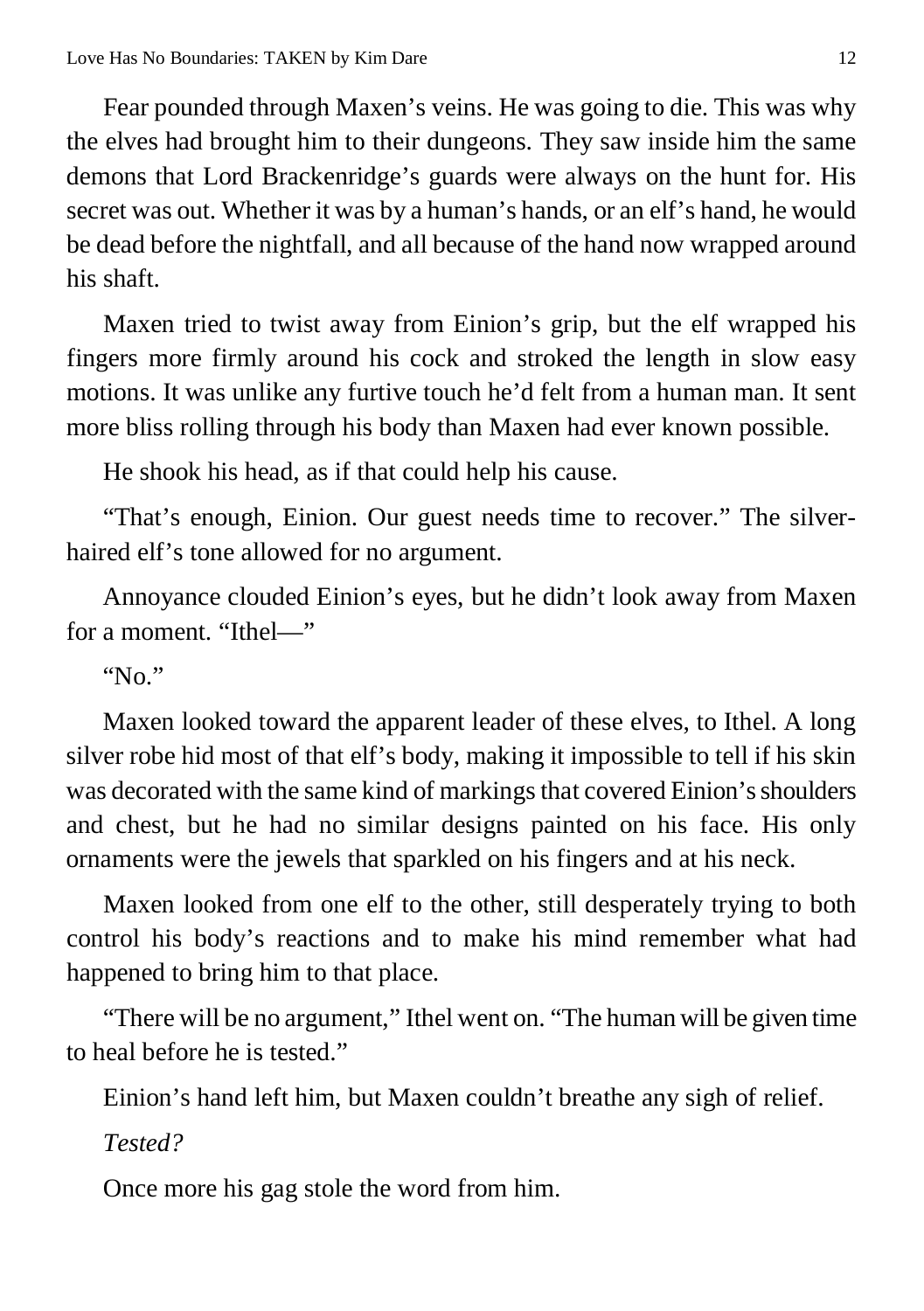Fear pounded through Maxen's veins. He was going to die. This was why the elves had brought him to their dungeons. They saw inside him the same demons that Lord Brackenridge's guards were always on the hunt for. His secret was out. Whether it was by a human's hands, or an elf's hand, he would be dead before the nightfall, and all because of the hand now wrapped around his shaft.

Maxen tried to twist away from Einion's grip, but the elf wrapped his fingers more firmly around his cock and stroked the length in slow easy motions. It was unlike any furtive touch he'd felt from a human man. It sent more bliss rolling through his body than Maxen had ever known possible.

He shook his head, as if that could help his cause.

"That's enough, Einion. Our guest needs time to recover." The silver-haired elf's tone allowed for no argument.

Annoyance clouded Einion's eyes, but he didn't look away from Maxen for a moment. "Ithel—"

"No."

Maxen looked toward the apparent leader of these elves, to Ithel. A long silver robe hid most of that elf's body, making it impossible to tell if his skin was decorated with the same kind of markings that covered Einion's shoulders and chest, but he had no similar designs painted on his face. His only ornaments were the jewels that sparkled on his fingers and at his neck.

Maxen looked from one elf to the other, still desperately trying to both control his body's reactions and to make his mind remember what had happened to bring him to that place.

"There will be no argument," Ithel went on. "The human will be given time to heal before he is tested."

Einion's hand left him, but Maxen couldn't breathe any sigh of relief.

*Tested?*

Once more his gag stole the word from him.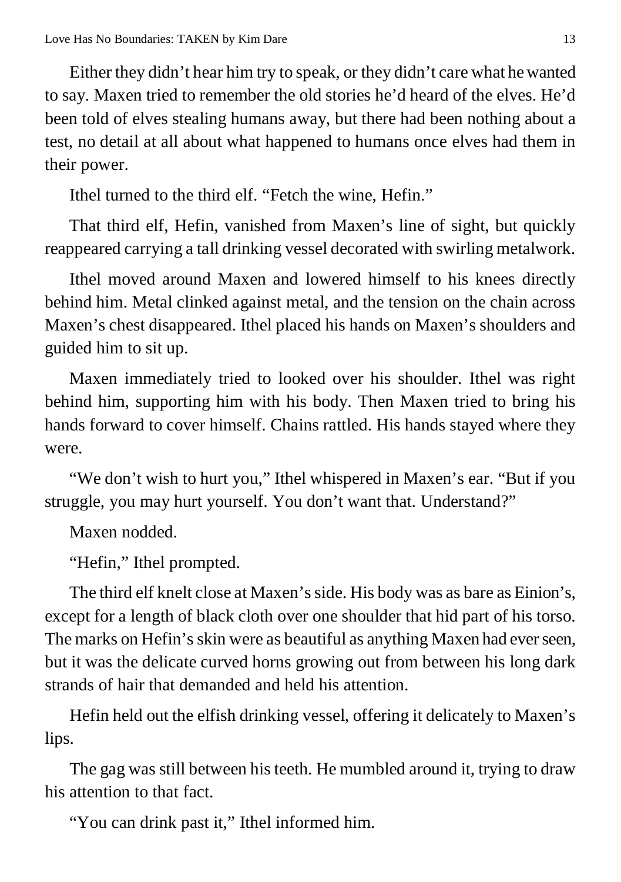Either they didn't hear him try to speak, or they didn't care what he wanted to say. Maxen tried to remember the old stories he'd heard of the elves. He'd been told of elves stealing humans away, but there had been nothing about a test, no detail at all about what happened to humans once elves had them in their power.

Ithel turned to the third elf. "Fetch the wine, Hefin."

That third elf, Hefin, vanished from Maxen's line of sight, but quickly reappeared carrying a tall drinking vessel decorated with swirling metalwork.

Ithel moved around Maxen and lowered himself to his knees directly behind him. Metal clinked against metal, and the tension on the chain across Maxen's chest disappeared. Ithel placed his hands on Maxen's shoulders and guided him to sit up.

Maxen immediately tried to looked over his shoulder. Ithel was right behind him, supporting him with his body. Then Maxen tried to bring his hands forward to cover himself. Chains rattled. His hands stayed where they were.

"We don't wish to hurt you," Ithel whispered in Maxen's ear. "But if you struggle, you may hurt yourself. You don't want that. Understand?"

Maxen nodded.

"Hefin," Ithel prompted.

The third elf knelt close at Maxen's side. His body was as bare as Einion's, except for a length of black cloth over one shoulder that hid part of his torso. The marks on Hefin's skin were as beautiful as anything Maxen had ever seen, but it was the delicate curved horns growing out from between his long dark strands of hair that demanded and held his attention.

Hefin held out the elfish drinking vessel, offering it delicately to Maxen's lips.

The gag was still between his teeth. He mumbled around it, trying to draw his attention to that fact.

"You can drink past it," Ithel informed him.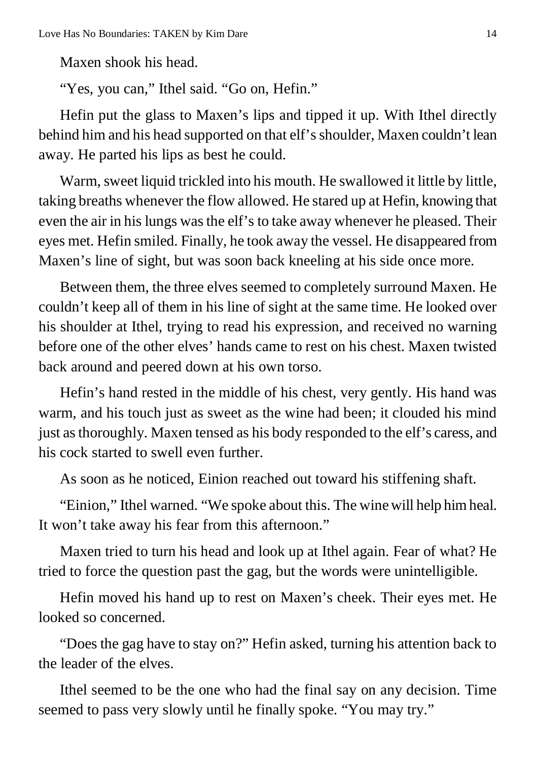Maxen shook his head.

"Yes, you can," Ithel said. "Go on, Hefin."

Hefin put the glass to Maxen's lips and tipped it up. With Ithel directly behind him and his head supported on that elf's shoulder, Maxen couldn't lean away. He parted his lips as best he could.

Warm, sweet liquid trickled into his mouth. He swallowed it little by little, taking breaths whenever the flow allowed. He stared up at Hefin, knowing that even the air in his lungs was the elf's to take away whenever he pleased. Their eyes met. Hefin smiled. Finally, he took away the vessel. He disappeared from Maxen's line of sight, but was soon back kneeling at his side once more.

Between them, the three elves seemed to completely surround Maxen. He couldn't keep all of them in his line of sight at the same time. He looked over his shoulder at Ithel, trying to read his expression, and received no warning before one of the other elves' hands came to rest on his chest. Maxen twisted back around and peered down at his own torso.

Hefin's hand rested in the middle of his chest, very gently. His hand was warm, and his touch just as sweet as the wine had been; it clouded his mind just as thoroughly. Maxen tensed as his body responded to the elf's caress, and his cock started to swell even further.

As soon as he noticed, Einion reached out toward his stiffening shaft.

"Einion," Ithel warned. "We spoke about this. The wine will help him heal. It won't take away his fear from this afternoon."

Maxen tried to turn his head and look up at Ithel again. Fear of what? He tried to force the question past the gag, but the words were unintelligible.

Hefin moved his hand up to rest on Maxen's cheek. Their eyes met. He looked so concerned.

"Does the gag have to stay on?" Hefin asked, turning his attention back to the leader of the elves.

Ithel seemed to be the one who had the final say on any decision. Time seemed to pass very slowly until he finally spoke. "You may try."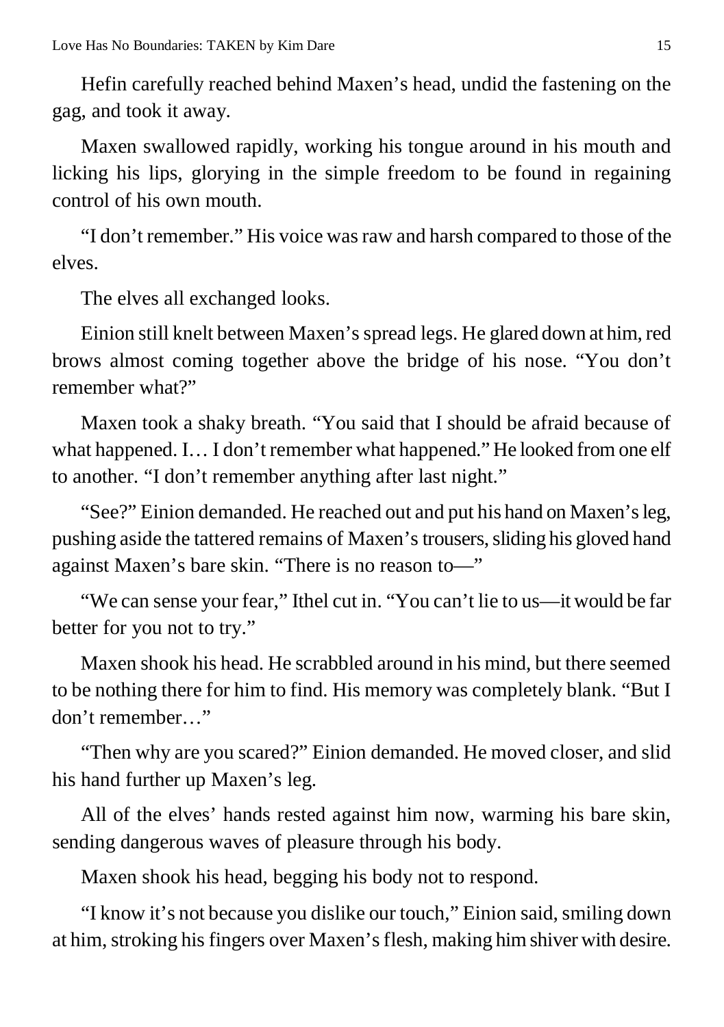Hefin carefully reached behind Maxen's head, undid the fastening on the gag, and took it away.

Maxen swallowed rapidly, working his tongue around in his mouth and licking his lips, glorying in the simple freedom to be found in regaining control of his own mouth.

"I don't remember." His voice was raw and harsh compared to those of the elves.

The elves all exchanged looks.

Einion still knelt between Maxen's spread legs. He glared down at him, red brows almost coming together above the bridge of his nose. "You don't remember what?"

Maxen took a shaky breath. "You said that I should be afraid because of what happened. I… I don't remember what happened." He looked from one elf to another. "I don't remember anything after last night."

"See?" Einion demanded. He reached out and put his hand on Maxen's leg, pushing aside the tattered remains of Maxen's trousers, sliding his gloved hand against Maxen's bare skin. "There is no reason to—"

"We can sense your fear," Ithel cut in. "You can't lie to us—it would be far better for you not to try."

Maxen shook his head. He scrabbled around in his mind, but there seemed to be nothing there for him to find. His memory was completely blank. "But I don't remember…"

"Then why are you scared?" Einion demanded. He moved closer, and slid his hand further up Maxen's leg.

All of the elves' hands rested against him now, warming his bare skin, sending dangerous waves of pleasure through his body.

Maxen shook his head, begging his body not to respond.

"I know it's not because you dislike our touch," Einion said, smiling down at him, stroking his fingers over Maxen's flesh, making him shiver with desire.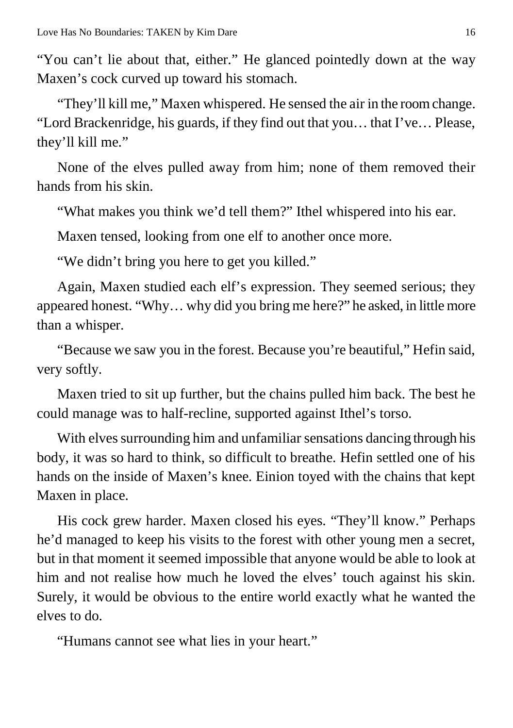"You can't lie about that, either." He glanced pointedly down at the way Maxen's cock curved up toward his stomach.

"They'll kill me," Maxen whispered. He sensed the air in the room change. "Lord Brackenridge, his guards, if they find out that you… that I've… Please, they'll kill me."

None of the elves pulled away from him; none of them removed their hands from his skin.

"What makes you think we'd tell them?" Ithel whispered into his ear.

Maxen tensed, looking from one elf to another once more.

"We didn't bring you here to get you killed."

Again, Maxen studied each elf's expression. They seemed serious; they appeared honest. "Why… why did you bring me here?" he asked, in little more than a whisper.

"Because we saw you in the forest. Because you're beautiful," Hefin said, very softly.

Maxen tried to sit up further, but the chains pulled him back. The best he could manage was to half-recline, supported against Ithel's torso.

With elves surrounding him and unfamiliar sensations dancing through his body, it was so hard to think, so difficult to breathe. Hefin settled one of his hands on the inside of Maxen's knee. Einion toyed with the chains that kept Maxen in place.

His cock grew harder. Maxen closed his eyes. "They'll know." Perhaps he'd managed to keep his visits to the forest with other young men a secret, but in that moment it seemed impossible that anyone would be able to look at him and not realise how much he loved the elves' touch against his skin. Surely, it would be obvious to the entire world exactly what he wanted the elves to do.

"Humans cannot see what lies in your heart."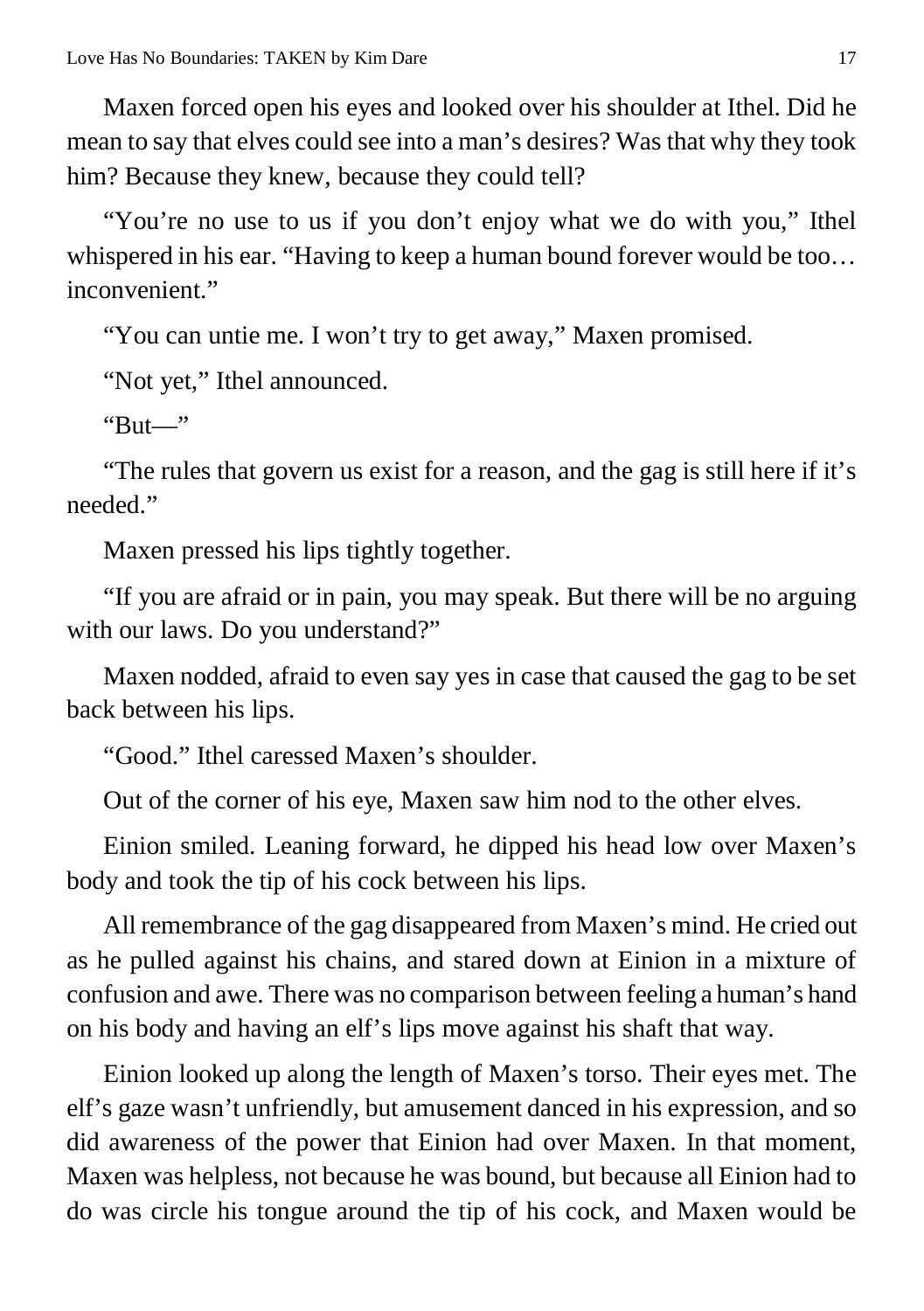Maxen forced open his eyes and looked over his shoulder at Ithel. Did he mean to say that elves could see into a man's desires? Was that why they took him? Because they knew, because they could tell?

"You're no use to us if you don't enjoy what we do with you," Ithel whispered in his ear. "Having to keep a human bound forever would be too… inconvenient."

"You can untie me. I won't try to get away," Maxen promised.

"Not yet," Ithel announced.

"But—"

"The rules that govern us exist for a reason, and the gag is still here if it's needed."

Maxen pressed his lips tightly together.

"If you are afraid or in pain, you may speak. But there will be no arguing with our laws. Do you understand?"

Maxen nodded, afraid to even say yes in case that caused the gag to be set back between his lips.

"Good." Ithel caressed Maxen's shoulder.

Out of the corner of his eye, Maxen saw him nod to the other elves.

Einion smiled. Leaning forward, he dipped his head low over Maxen's body and took the tip of his cock between his lips.

All remembrance of the gag disappeared from Maxen's mind. He cried out as he pulled against his chains, and stared down at Einion in a mixture of confusion and awe. There was no comparison between feeling a human's hand on his body and having an elf's lips move against his shaft that way.

Einion looked up along the length of Maxen's torso. Their eyes met. The elf's gaze wasn't unfriendly, but amusement danced in his expression, and so did awareness of the power that Einion had over Maxen. In that moment, Maxen was helpless, not because he was bound, but because all Einion had to do was circle his tongue around the tip of his cock, and Maxen would be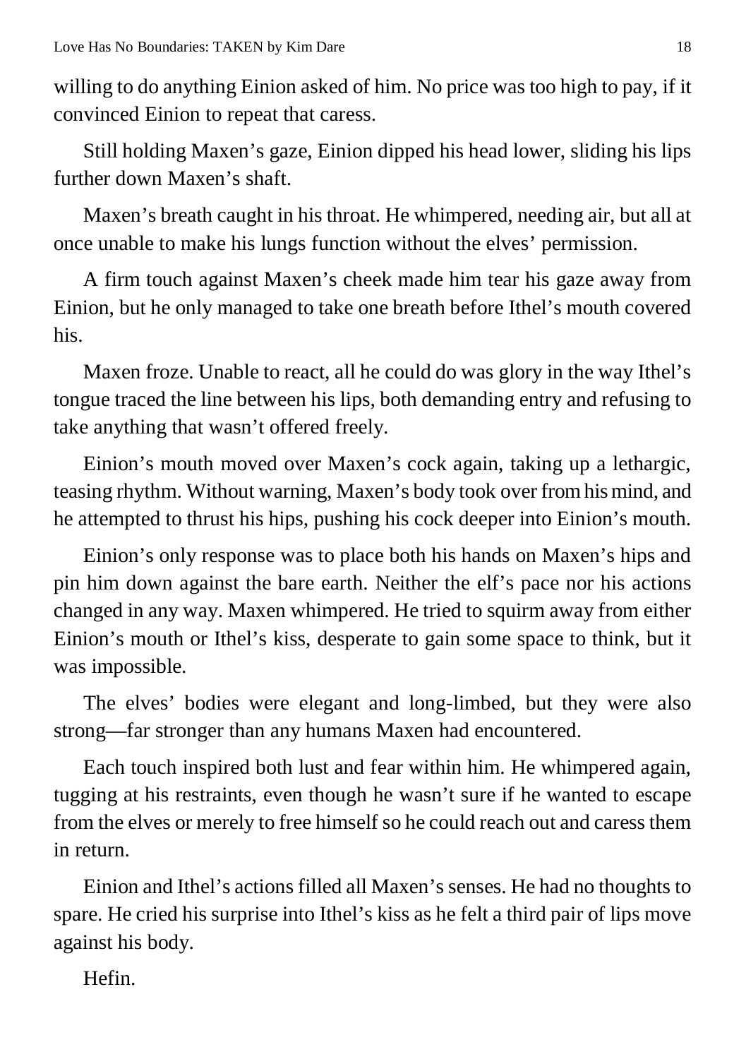willing to do anything Einion asked of him. No price was too high to pay, if it convinced Einion to repeat that caress.

Still holding Maxen's gaze, Einion dipped his head lower, sliding his lips further down Maxen's shaft.

Maxen's breath caught in his throat. He whimpered, needing air, but all at once unable to make his lungs function without the elves' permission.

A firm touch against Maxen's cheek made him tear his gaze away from Einion, but he only managed to take one breath before Ithel's mouth covered his.

Maxen froze. Unable to react, all he could do was glory in the way Ithel's tongue traced the line between his lips, both demanding entry and refusing to take anything that wasn't offered freely.

Einion's mouth moved over Maxen's cock again, taking up a lethargic, teasing rhythm. Without warning, Maxen's body took over from his mind, and he attempted to thrust his hips, pushing his cock deeper into Einion's mouth.

Einion's only response was to place both his hands on Maxen's hips and pin him down against the bare earth. Neither the elf's pace nor his actions changed in any way. Maxen whimpered. He tried to squirm away from either Einion's mouth or Ithel's kiss, desperate to gain some space to think, but it was impossible.

The elves' bodies were elegant and long-limbed, but they were also strong—far stronger than any humans Maxen had encountered.

Each touch inspired both lust and fear within him. He whimpered again, tugging at his restraints, even though he wasn't sure if he wanted to escape from the elves or merely to free himself so he could reach out and caress them in return.

Einion and Ithel's actions filled all Maxen's senses. He had no thoughts to spare. He cried his surprise into Ithel's kiss as he felt a third pair of lips move against his body.

Hefin.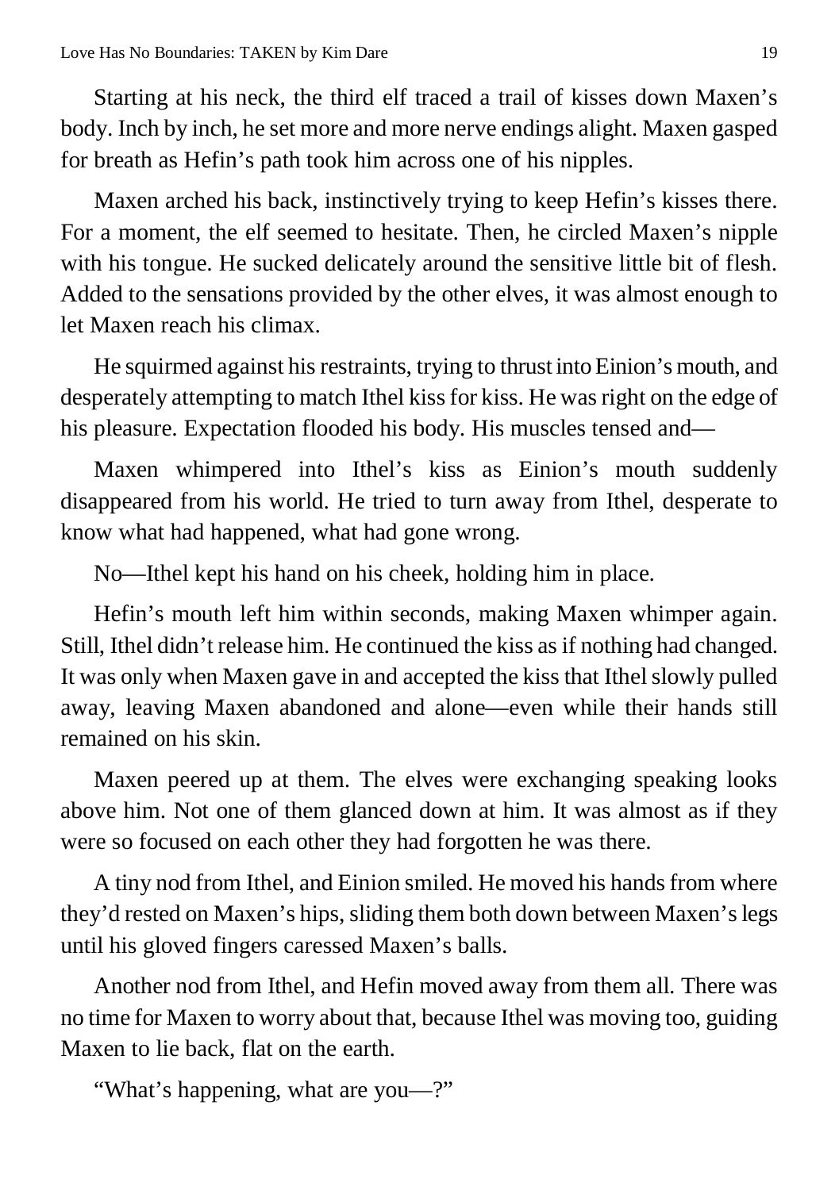Starting at his neck, the third elf traced a trail of kisses down Maxen's body. Inch by inch, he set more and more nerve endings alight. Maxen gasped for breath as Hefin's path took him across one of his nipples.

Maxen arched his back, instinctively trying to keep Hefin's kisses there. For a moment, the elf seemed to hesitate. Then, he circled Maxen's nipple with his tongue. He sucked delicately around the sensitive little bit of flesh. Added to the sensations provided by the other elves, it was almost enough to let Maxen reach his climax.

He squirmed against his restraints, trying to thrust into Einion's mouth, and desperately attempting to match Ithel kiss for kiss. He was right on the edge of his pleasure. Expectation flooded his body. His muscles tensed and—

Maxen whimpered into Ithel's kiss as Einion's mouth suddenly disappeared from his world. He tried to turn away from Ithel, desperate to know what had happened, what had gone wrong.

No—Ithel kept his hand on his cheek, holding him in place.

Hefin's mouth left him within seconds, making Maxen whimper again. Still, Ithel didn't release him. He continued the kiss as if nothing had changed. It was only when Maxen gave in and accepted the kiss that Ithel slowly pulled away, leaving Maxen abandoned and alone—even while their hands still remained on his skin.

Maxen peered up at them. The elves were exchanging speaking looks above him. Not one of them glanced down at him. It was almost as if they were so focused on each other they had forgotten he was there.

A tiny nod from Ithel, and Einion smiled. He moved his hands from where they'd rested on Maxen's hips, sliding them both down between Maxen's legs until his gloved fingers caressed Maxen's balls.

Another nod from Ithel, and Hefin moved away from them all. There was no time for Maxen to worry about that, because Ithel was moving too, guiding Maxen to lie back, flat on the earth.

"What's happening, what are you—?"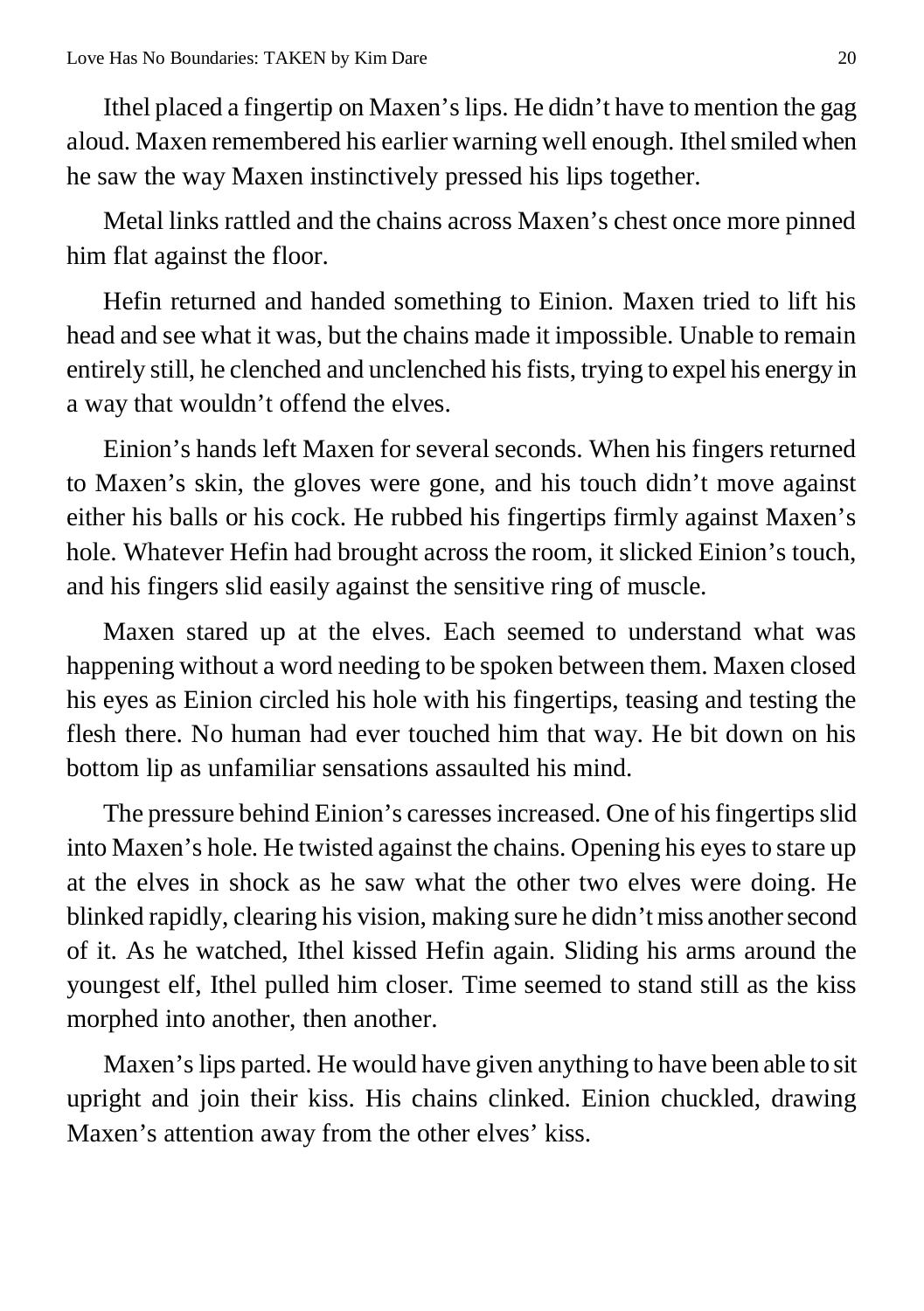Ithel placed a fingertip on Maxen's lips. He didn't have to mention the gag aloud. Maxen remembered his earlier warning well enough. Ithel smiled when he saw the way Maxen instinctively pressed his lips together.

Metal links rattled and the chains across Maxen's chest once more pinned him flat against the floor.

Hefin returned and handed something to Einion. Maxen tried to lift his head and see what it was, but the chains made it impossible. Unable to remain entirely still, he clenched and unclenched his fists, trying to expel his energy in a way that wouldn't offend the elves.

Einion's hands left Maxen for several seconds. When his fingers returned to Maxen's skin, the gloves were gone, and his touch didn't move against either his balls or his cock. He rubbed his fingertips firmly against Maxen's hole. Whatever Hefin had brought across the room, it slicked Einion's touch, and his fingers slid easily against the sensitive ring of muscle.

Maxen stared up at the elves. Each seemed to understand what was happening without a word needing to be spoken between them. Maxen closed his eyes as Einion circled his hole with his fingertips, teasing and testing the flesh there. No human had ever touched him that way. He bit down on his bottom lip as unfamiliar sensations assaulted his mind.

The pressure behind Einion's caresses increased. One of his fingertips slid into Maxen's hole. He twisted against the chains. Opening his eyes to stare up at the elves in shock as he saw what the other two elves were doing. He blinked rapidly, clearing his vision, making sure he didn't miss another second of it. As he watched, Ithel kissed Hefin again. Sliding his arms around the youngest elf, Ithel pulled him closer. Time seemed to stand still as the kiss morphed into another, then another.

Maxen's lips parted. He would have given anything to have been able to sit upright and join their kiss. His chains clinked. Einion chuckled, drawing Maxen's attention away from the other elves' kiss.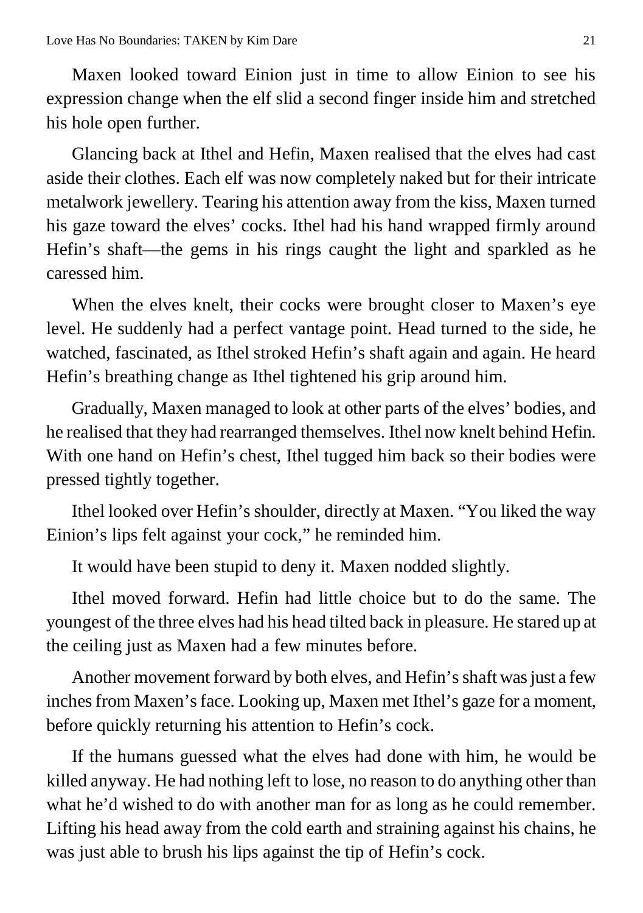Maxen looked toward Einion just in time to allow Einion to see his expression change when the elf slid a second finger inside him and stretched his hole open further.

Glancing back at Ithel and Hefin, Maxen realised that the elves had cast aside their clothes. Each elf was now completely naked but for their intricate metalwork jewellery. Tearing his attention away from the kiss, Maxen turned his gaze toward the elves' cocks. Ithel had his hand wrapped firmly around Hefin's shaft—the gems in his rings caught the light and sparkled as he caressed him.

When the elves knelt, their cocks were brought closer to Maxen's eye level. He suddenly had a perfect vantage point. Head turned to the side, he watched, fascinated, as Ithel stroked Hefin's shaft again and again. He heard Hefin's breathing change as Ithel tightened his grip around him.

Gradually, Maxen managed to look at other parts of the elves' bodies, and he realised that they had rearranged themselves. Ithel now knelt behind Hefin. With one hand on Hefin's chest, Ithel tugged him back so their bodies were pressed tightly together.

Ithel looked over Hefin's shoulder, directly at Maxen. "You liked the way Einion's lips felt against your cock," he reminded him.

It would have been stupid to deny it. Maxen nodded slightly.

Ithel moved forward. Hefin had little choice but to do the same. The youngest of the three elves had his head tilted back in pleasure. He stared up at the ceiling just as Maxen had a few minutes before.

Another movement forward by both elves, and Hefin's shaft was just a few inches from Maxen's face. Looking up, Maxen met Ithel's gaze for a moment, before quickly returning his attention to Hefin's cock.

If the humans guessed what the elves had done with him, he would be killed anyway. He had nothing left to lose, no reason to do anything other than what he'd wished to do with another man for as long as he could remember. Lifting his head away from the cold earth and straining against his chains, he was just able to brush his lips against the tip of Hefin's cock.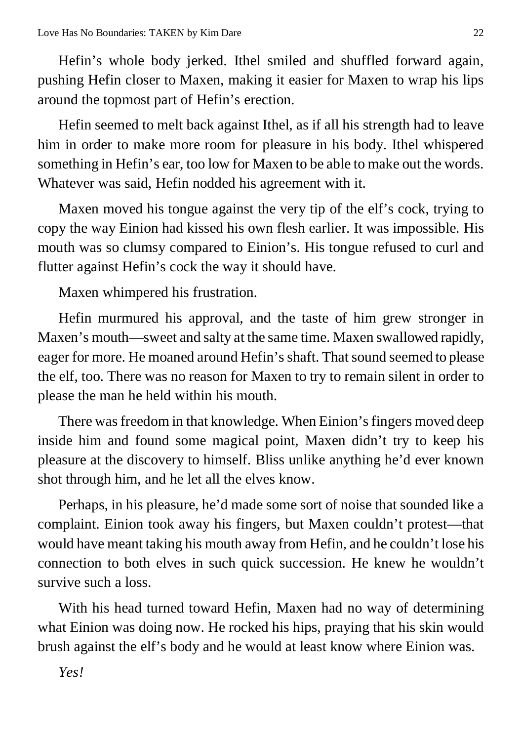Hefin's whole body jerked. Ithel smiled and shuffled forward again, pushing Hefin closer to Maxen, making it easier for Maxen to wrap his lips around the topmost part of Hefin's erection.

Hefin seemed to melt back against Ithel, as if all his strength had to leave him in order to make more room for pleasure in his body. Ithel whispered something in Hefin's ear, too low for Maxen to be able to make out the words. Whatever was said, Hefin nodded his agreement with it.

Maxen moved his tongue against the very tip of the elf's cock, trying to copy the way Einion had kissed his own flesh earlier. It was impossible. His mouth was so clumsy compared to Einion's. His tongue refused to curl and flutter against Hefin's cock the way it should have.

Maxen whimpered his frustration.

Hefin murmured his approval, and the taste of him grew stronger in Maxen's mouth—sweet and salty at the same time. Maxen swallowed rapidly, eager for more. He moaned around Hefin's shaft. That sound seemed to please the elf, too. There was no reason for Maxen to try to remain silent in order to please the man he held within his mouth.

There was freedom in that knowledge. When Einion's fingers moved deep inside him and found some magical point, Maxen didn't try to keep his pleasure at the discovery to himself. Bliss unlike anything he'd ever known shot through him, and he let all the elves know.

Perhaps, in his pleasure, he'd made some sort of noise that sounded like a complaint. Einion took away his fingers, but Maxen couldn't protest—that would have meant taking his mouth away from Hefin, and he couldn't lose his connection to both elves in such quick succession. He knew he wouldn't survive such a loss.

With his head turned toward Hefin, Maxen had no way of determining what Einion was doing now. He rocked his hips, praying that his skin would brush against the elf's body and he would at least know where Einion was.

*Yes!*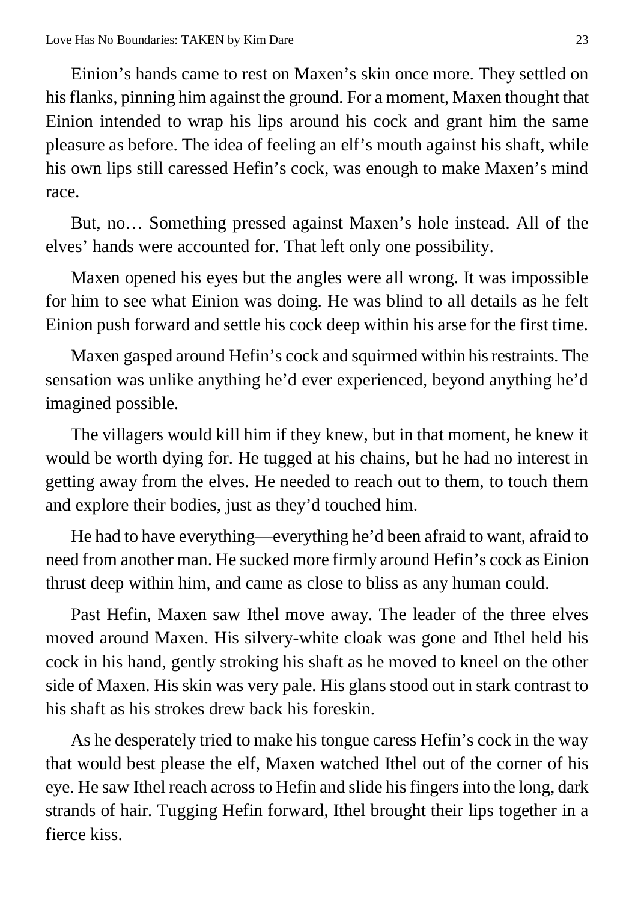Einion's hands came to rest on Maxen's skin once more. They settled on his flanks, pinning him against the ground. For a moment, Maxen thought that Einion intended to wrap his lips around his cock and grant him the same pleasure as before. The idea of feeling an elf's mouth against his shaft, while his own lips still caressed Hefin's cock, was enough to make Maxen's mind race.

But, no… Something pressed against Maxen's hole instead. All of the elves' hands were accounted for. That left only one possibility.

Maxen opened his eyes but the angles were all wrong. It was impossible for him to see what Einion was doing. He was blind to all details as he felt Einion push forward and settle his cock deep within his arse for the first time.

Maxen gasped around Hefin's cock and squirmed within his restraints. The sensation was unlike anything he'd ever experienced, beyond anything he'd imagined possible.

The villagers would kill him if they knew, but in that moment, he knew it would be worth dying for. He tugged at his chains, but he had no interest in getting away from the elves. He needed to reach out to them, to touch them and explore their bodies, just as they'd touched him.

He had to have everything—everything he'd been afraid to want, afraid to need from another man. He sucked more firmly around Hefin's cock as Einion thrust deep within him, and came as close to bliss as any human could.

Past Hefin, Maxen saw Ithel move away. The leader of the three elves moved around Maxen. His silvery-white cloak was gone and Ithel held his cock in his hand, gently stroking his shaft as he moved to kneel on the other side of Maxen. His skin was very pale. His glans stood out in stark contrast to his shaft as his strokes drew back his foreskin.

As he desperately tried to make his tongue caress Hefin's cock in the way that would best please the elf, Maxen watched Ithel out of the corner of his eye. He saw Ithel reach across to Hefin and slide his fingers into the long, dark strands of hair. Tugging Hefin forward, Ithel brought their lips together in a fierce kiss.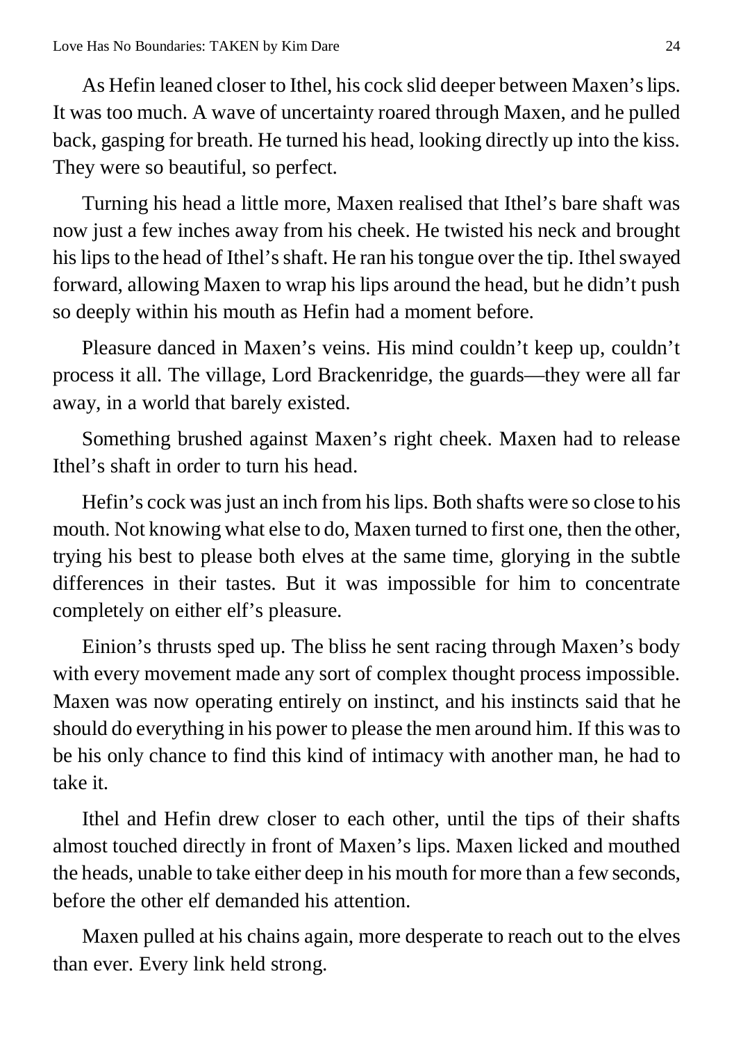As Hefin leaned closer to Ithel, his cock slid deeper between Maxen's lips. It was too much. A wave of uncertainty roared through Maxen, and he pulled back, gasping for breath. He turned his head, looking directly up into the kiss. They were so beautiful, so perfect.

Turning his head a little more, Maxen realised that Ithel's bare shaft was now just a few inches away from his cheek. He twisted his neck and brought his lips to the head of Ithel's shaft. He ran his tongue over the tip. Ithel swayed forward, allowing Maxen to wrap his lips around the head, but he didn't push so deeply within his mouth as Hefin had a moment before.

Pleasure danced in Maxen's veins. His mind couldn't keep up, couldn't process it all. The village, Lord Brackenridge, the guards—they were all far away, in a world that barely existed.

Something brushed against Maxen's right cheek. Maxen had to release Ithel's shaft in order to turn his head.

Hefin's cock was just an inch from his lips. Both shafts were so close to his mouth. Not knowing what else to do, Maxen turned to first one, then the other, trying his best to please both elves at the same time, glorying in the subtle differences in their tastes. But it was impossible for him to concentrate completely on either elf's pleasure.

Einion's thrusts sped up. The bliss he sent racing through Maxen's body with every movement made any sort of complex thought process impossible. Maxen was now operating entirely on instinct, and his instincts said that he should do everything in his power to please the men around him. If this was to be his only chance to find this kind of intimacy with another man, he had to take it.

Ithel and Hefin drew closer to each other, until the tips of their shafts almost touched directly in front of Maxen's lips. Maxen licked and mouthed the heads, unable to take either deep in his mouth for more than a few seconds, before the other elf demanded his attention.

Maxen pulled at his chains again, more desperate to reach out to the elves than ever. Every link held strong.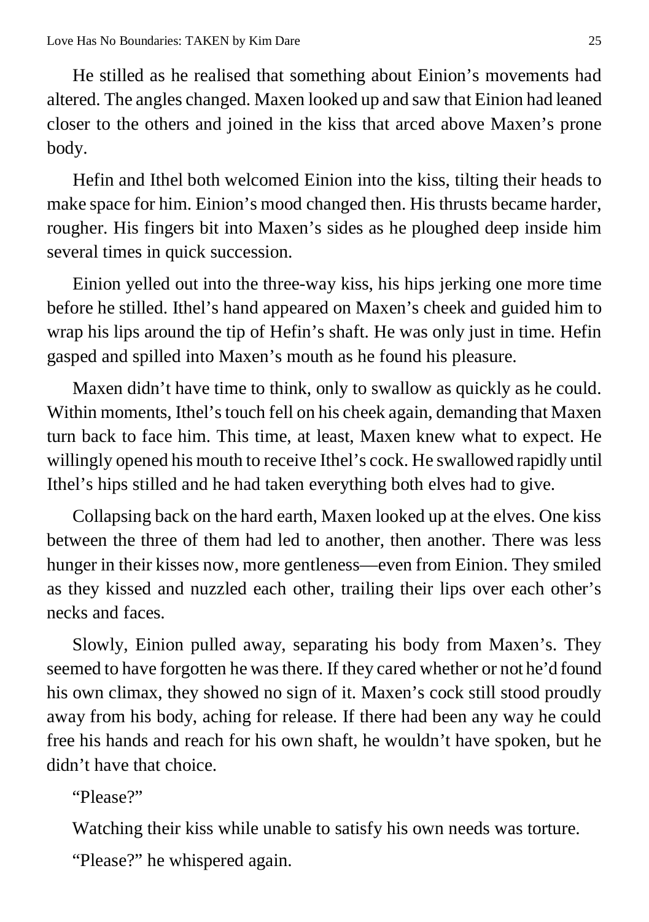He stilled as he realised that something about Einion's movements had altered. The angles changed. Maxen looked up and saw that Einion had leaned closer to the others and joined in the kiss that arced above Maxen's prone body.

Hefin and Ithel both welcomed Einion into the kiss, tilting their heads to make space for him. Einion's mood changed then. His thrusts became harder, rougher. His fingers bit into Maxen's sides as he ploughed deep inside him several times in quick succession.

Einion yelled out into the three-way kiss, his hips jerking one more time before he stilled. Ithel's hand appeared on Maxen's cheek and guided him to wrap his lips around the tip of Hefin's shaft. He was only just in time. Hefin gasped and spilled into Maxen's mouth as he found his pleasure.

Maxen didn't have time to think, only to swallow as quickly as he could. Within moments, Ithel's touch fell on his cheek again, demanding that Maxen turn back to face him. This time, at least, Maxen knew what to expect. He willingly opened his mouth to receive Ithel's cock. He swallowed rapidly until Ithel's hips stilled and he had taken everything both elves had to give.

Collapsing back on the hard earth, Maxen looked up at the elves. One kiss between the three of them had led to another, then another. There was less hunger in their kisses now, more gentleness—even from Einion. They smiled as they kissed and nuzzled each other, trailing their lips over each other's necks and faces.

Slowly, Einion pulled away, separating his body from Maxen's. They seemed to have forgotten he was there. If they cared whether or not he'd found his own climax, they showed no sign of it. Maxen's cock still stood proudly away from his body, aching for release. If there had been any way he could free his hands and reach for his own shaft, he wouldn't have spoken, but he didn't have that choice.

"Please?"

Watching their kiss while unable to satisfy his own needs was torture.

"Please?" he whispered again.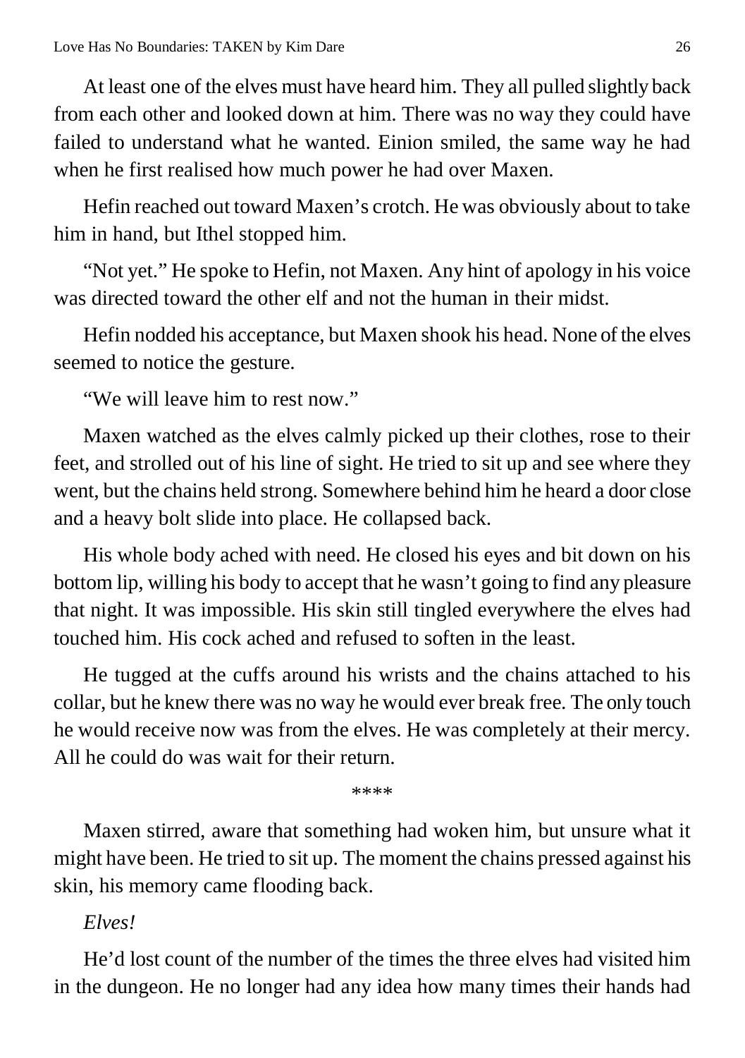At least one of the elves must have heard him. They all pulled slightly back from each other and looked down at him. There was no way they could have failed to understand what he wanted. Einion smiled, the same way he had when he first realised how much power he had over Maxen.

Hefin reached out toward Maxen's crotch. He was obviously about to take him in hand, but Ithel stopped him.

"Not yet." He spoke to Hefin, not Maxen. Any hint of apology in his voice was directed toward the other elf and not the human in their midst.

Hefin nodded his acceptance, but Maxen shook his head. None of the elves seemed to notice the gesture.

"We will leave him to rest now."

Maxen watched as the elves calmly picked up their clothes, rose to their feet, and strolled out of his line of sight. He tried to sit up and see where they went, but the chains held strong. Somewhere behind him he heard a door close and a heavy bolt slide into place. He collapsed back.

His whole body ached with need. He closed his eyes and bit down on his bottom lip, willing his body to accept that he wasn't going to find any pleasure that night. It was impossible. His skin still tingled everywhere the elves had touched him. His cock ached and refused to soften in the least.

He tugged at the cuffs around his wrists and the chains attached to his collar, but he knew there was no way he would ever break free. The only touch he would receive now was from the elves. He was completely at their mercy. All he could do was wait for their return.

****

Maxen stirred, aware that something had woken him, but unsure what it might have been. He tried to sit up. The moment the chains pressed against his skin, his memory came flooding back.

*Elves!*

He'd lost count of the number of the times the three elves had visited him in the dungeon. He no longer had any idea how many times their hands had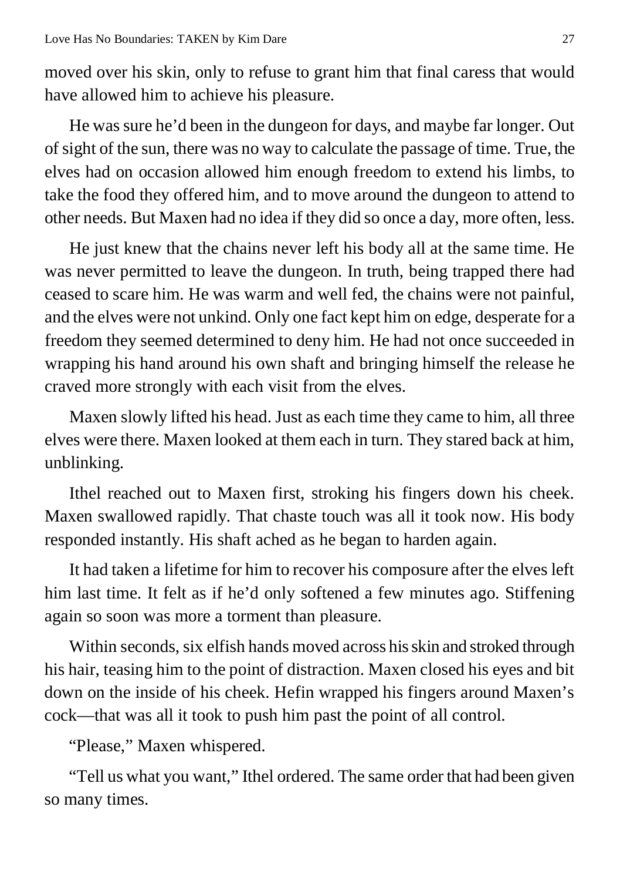moved over his skin, only to refuse to grant him that final caress that would have allowed him to achieve his pleasure.

He was sure he'd been in the dungeon for days, and maybe far longer. Out of sight of the sun, there was no way to calculate the passage of time. True, the elves had on occasion allowed him enough freedom to extend his limbs, to take the food they offered him, and to move around the dungeon to attend to other needs. But Maxen had no idea if they did so once a day, more often, less.

He just knew that the chains never left his body all at the same time. He was never permitted to leave the dungeon. In truth, being trapped there had ceased to scare him. He was warm and well fed, the chains were not painful, and the elves were not unkind. Only one fact kept him on edge, desperate for a freedom they seemed determined to deny him. He had not once succeeded in wrapping his hand around his own shaft and bringing himself the release he craved more strongly with each visit from the elves.

Maxen slowly lifted his head. Just as each time they came to him, all three elves were there. Maxen looked at them each in turn. They stared back at him, unblinking.

Ithel reached out to Maxen first, stroking his fingers down his cheek. Maxen swallowed rapidly. That chaste touch was all it took now. His body responded instantly. His shaft ached as he began to harden again.

It had taken a lifetime for him to recover his composure after the elves left him last time. It felt as if he'd only softened a few minutes ago. Stiffening again so soon was more a torment than pleasure.

Within seconds, six elfish hands moved across his skin and stroked through his hair, teasing him to the point of distraction. Maxen closed his eyes and bit down on the inside of his cheek. Hefin wrapped his fingers around Maxen's cock—that was all it took to push him past the point of all control.

"Please," Maxen whispered.

"Tell us what you want," Ithel ordered. The same order that had been given so many times.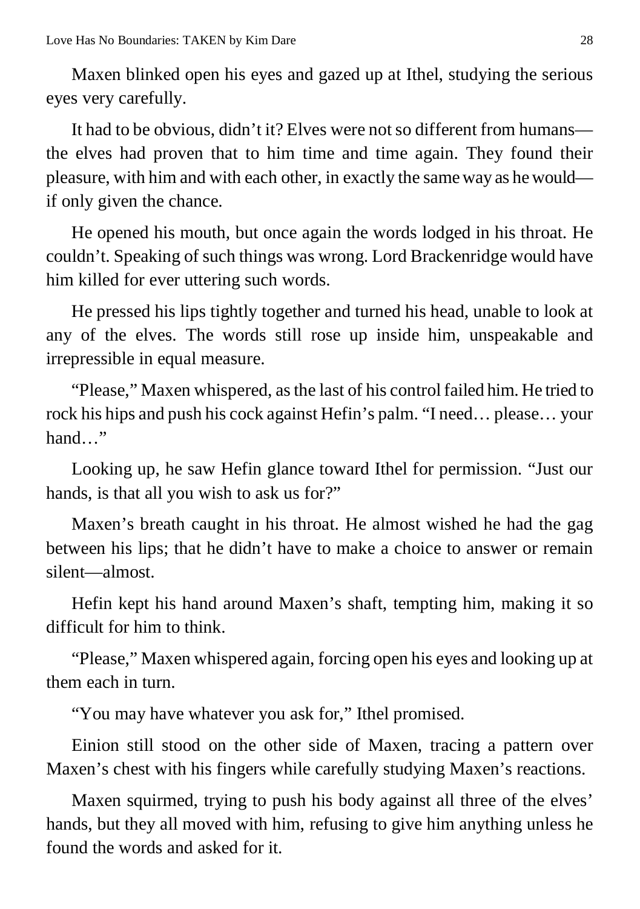Maxen blinked open his eyes and gazed up at Ithel, studying the serious eyes very carefully.

It had to be obvious, didn't it? Elves were not so different from humans—the elves had proven that to him time and time again. They found their pleasure, with him and with each other, in exactly the same way as he would—if only given the chance.

He opened his mouth, but once again the words lodged in his throat. He couldn't. Speaking of such things was wrong. Lord Brackenridge would have him killed for ever uttering such words.

He pressed his lips tightly together and turned his head, unable to look at any of the elves. The words still rose up inside him, unspeakable and irrepressible in equal measure.

"Please," Maxen whispered, as the last of his control failed him. He tried to rock his hips and push his cock against Hefin's palm. "I need… please… your hand…"

Looking up, he saw Hefin glance toward Ithel for permission. "Just our hands, is that all you wish to ask us for?"

Maxen's breath caught in his throat. He almost wished he had the gag between his lips; that he didn't have to make a choice to answer or remain silent—almost.

Hefin kept his hand around Maxen's shaft, tempting him, making it so difficult for him to think.

"Please," Maxen whispered again, forcing open his eyes and looking up at them each in turn.

"You may have whatever you ask for," Ithel promised.

Einion still stood on the other side of Maxen, tracing a pattern over Maxen's chest with his fingers while carefully studying Maxen's reactions.

Maxen squirmed, trying to push his body against all three of the elves' hands, but they all moved with him, refusing to give him anything unless he found the words and asked for it.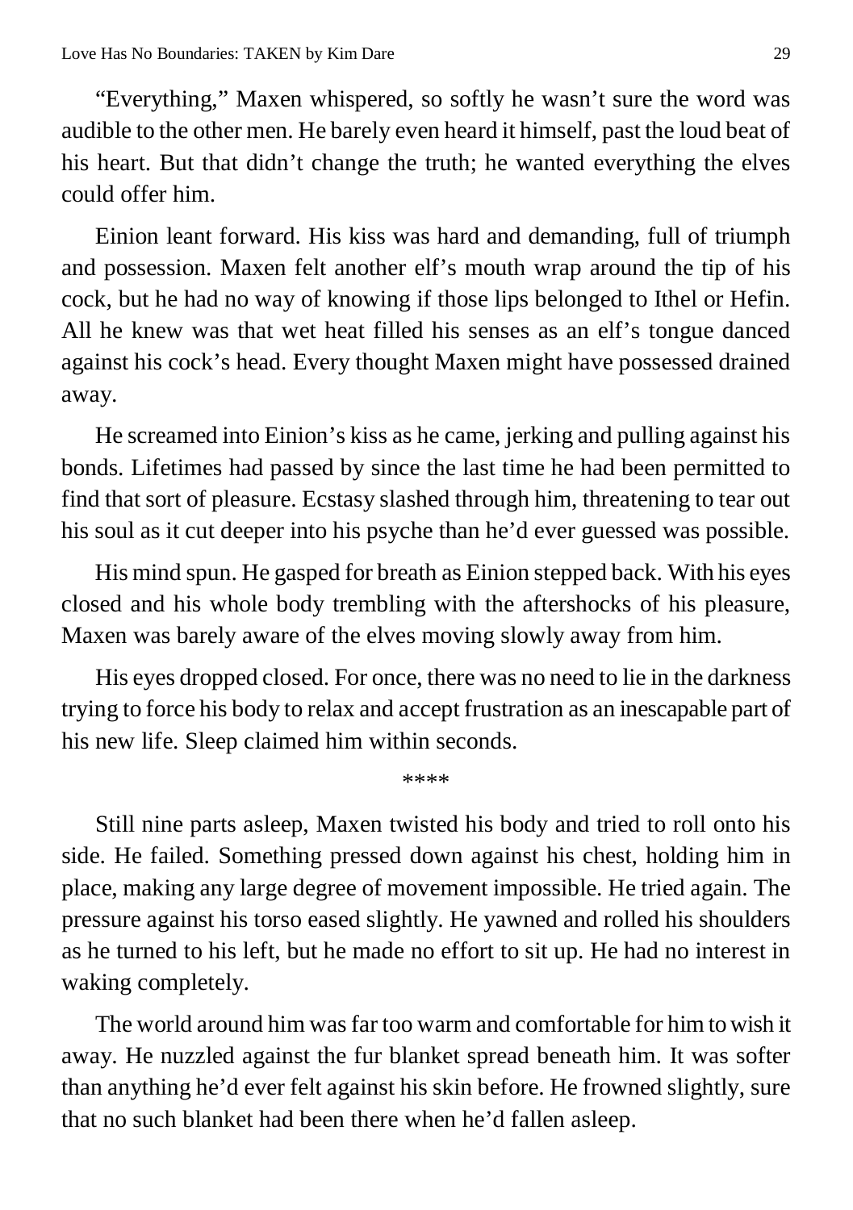"Everything," Maxen whispered, so softly he wasn't sure the word was audible to the other men. He barely even heard it himself, past the loud beat of his heart. But that didn't change the truth; he wanted everything the elves could offer him.

Einion leant forward. His kiss was hard and demanding, full of triumph and possession. Maxen felt another elf's mouth wrap around the tip of his cock, but he had no way of knowing if those lips belonged to Ithel or Hefin. All he knew was that wet heat filled his senses as an elf's tongue danced against his cock's head. Every thought Maxen might have possessed drained away.

He screamed into Einion's kiss as he came, jerking and pulling against his bonds. Lifetimes had passed by since the last time he had been permitted to find that sort of pleasure. Ecstasy slashed through him, threatening to tear out his soul as it cut deeper into his psyche than he'd ever guessed was possible.

His mind spun. He gasped for breath as Einion stepped back. With his eyes closed and his whole body trembling with the aftershocks of his pleasure, Maxen was barely aware of the elves moving slowly away from him.

His eyes dropped closed. For once, there was no need to lie in the darkness trying to force his body to relax and accept frustration as an inescapable part of his new life. Sleep claimed him within seconds.

****

Still nine parts asleep, Maxen twisted his body and tried to roll onto his side. He failed. Something pressed down against his chest, holding him in place, making any large degree of movement impossible. He tried again. The pressure against his torso eased slightly. He yawned and rolled his shoulders as he turned to his left, but he made no effort to sit up. He had no interest in waking completely.

The world around him was far too warm and comfortable for him to wish it away. He nuzzled against the fur blanket spread beneath him. It was softer than anything he'd ever felt against his skin before. He frowned slightly, sure that no such blanket had been there when he'd fallen asleep.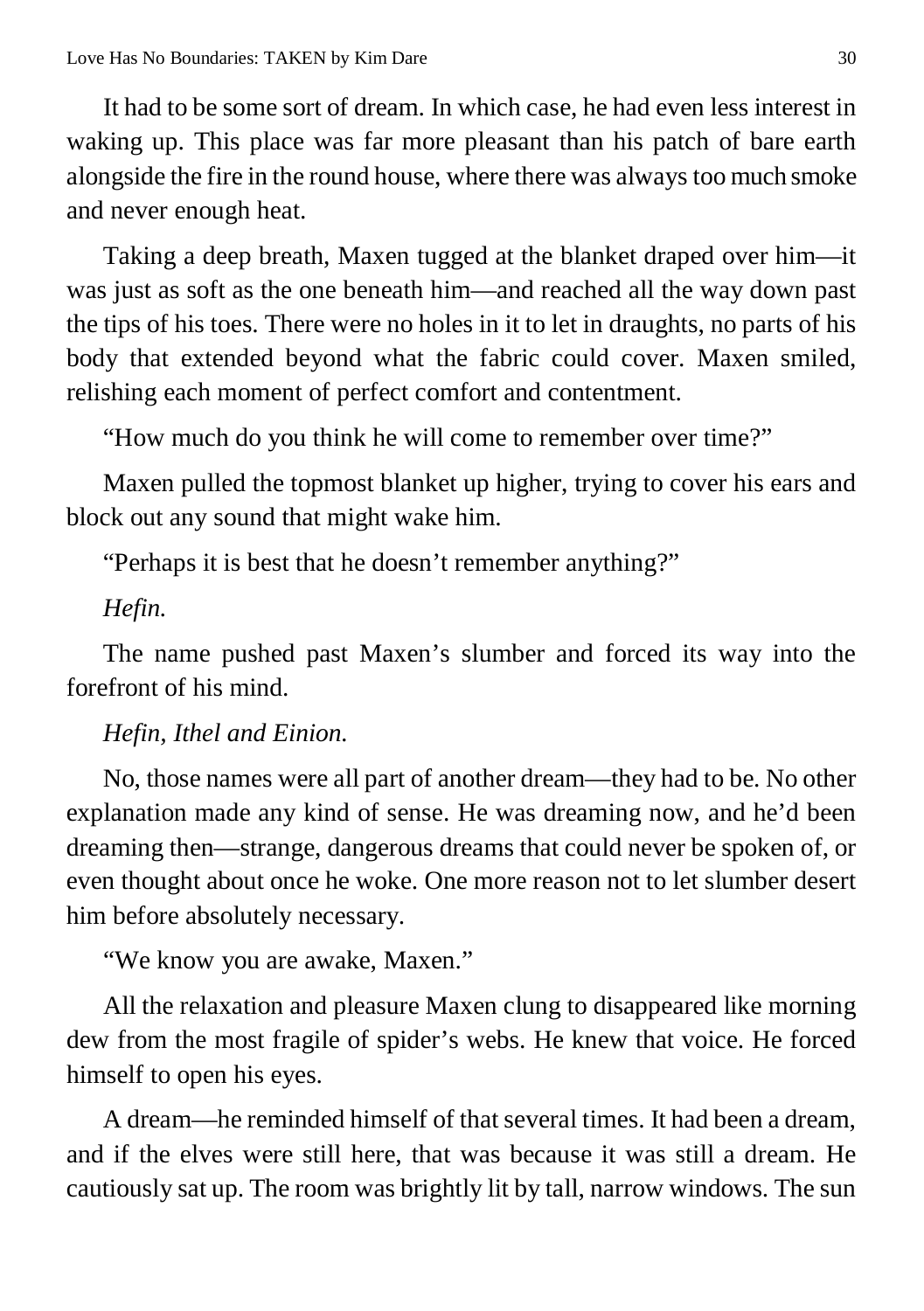It had to be some sort of dream. In which case, he had even less interest in waking up. This place was far more pleasant than his patch of bare earth alongside the fire in the round house, where there was always too much smoke and never enough heat.

Taking a deep breath, Maxen tugged at the blanket draped over him—it was just as soft as the one beneath him—and reached all the way down past the tips of his toes. There were no holes in it to let in draughts, no parts of his body that extended beyond what the fabric could cover. Maxen smiled, relishing each moment of perfect comfort and contentment.

"How much do you think he will come to remember over time?"

Maxen pulled the topmost blanket up higher, trying to cover his ears and block out any sound that might wake him.

"Perhaps it is best that he doesn't remember anything?"

*Hefin.*

The name pushed past Maxen's slumber and forced its way into the forefront of his mind.

*Hefin, Ithel and Einion.*

No, those names were all part of another dream—they had to be. No other explanation made any kind of sense. He was dreaming now, and he'd been dreaming then—strange, dangerous dreams that could never be spoken of, or even thought about once he woke. One more reason not to let slumber desert him before absolutely necessary.

"We know you are awake, Maxen."

All the relaxation and pleasure Maxen clung to disappeared like morning dew from the most fragile of spider's webs. He knew that voice. He forced himself to open his eyes.

A dream—he reminded himself of that several times. It had been a dream, and if the elves were still here, that was because it was still a dream. He cautiously sat up. The room was brightly lit by tall, narrow windows. The sun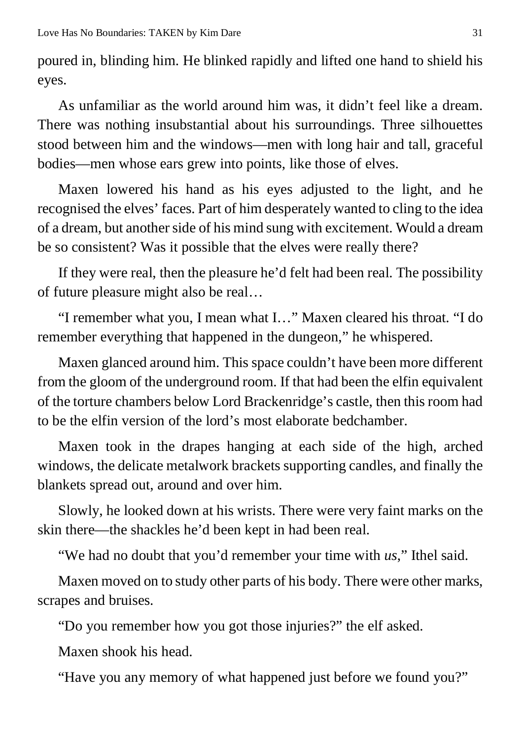poured in, blinding him. He blinked rapidly and lifted one hand to shield his eyes.

As unfamiliar as the world around him was, it didn't feel like a dream. There was nothing insubstantial about his surroundings. Three silhouettes stood between him and the windows—men with long hair and tall, graceful bodies—men whose ears grew into points, like those of elves.

Maxen lowered his hand as his eyes adjusted to the light, and he recognised the elves' faces. Part of him desperately wanted to cling to the idea of a dream, but another side of his mind sung with excitement. Would a dream be so consistent? Was it possible that the elves were really there?

If they were real, then the pleasure he'd felt had been real. The possibility of future pleasure might also be real…

"I remember what you, I mean what I…" Maxen cleared his throat. "I do remember everything that happened in the dungeon," he whispered.

Maxen glanced around him. This space couldn't have been more different from the gloom of the underground room. If that had been the elfin equivalent of the torture chambers below Lord Brackenridge's castle, then this room had to be the elfin version of the lord's most elaborate bedchamber.

Maxen took in the drapes hanging at each side of the high, arched windows, the delicate metalwork brackets supporting candles, and finally the blankets spread out, around and over him.

Slowly, he looked down at his wrists. There were very faint marks on the skin there—the shackles he'd been kept in had been real.

"We had no doubt that you'd remember your time with *us*," Ithel said.

Maxen moved on to study other parts of his body. There were other marks, scrapes and bruises.

"Do you remember how you got those injuries?" the elf asked.

Maxen shook his head.

"Have you any memory of what happened just before we found you?"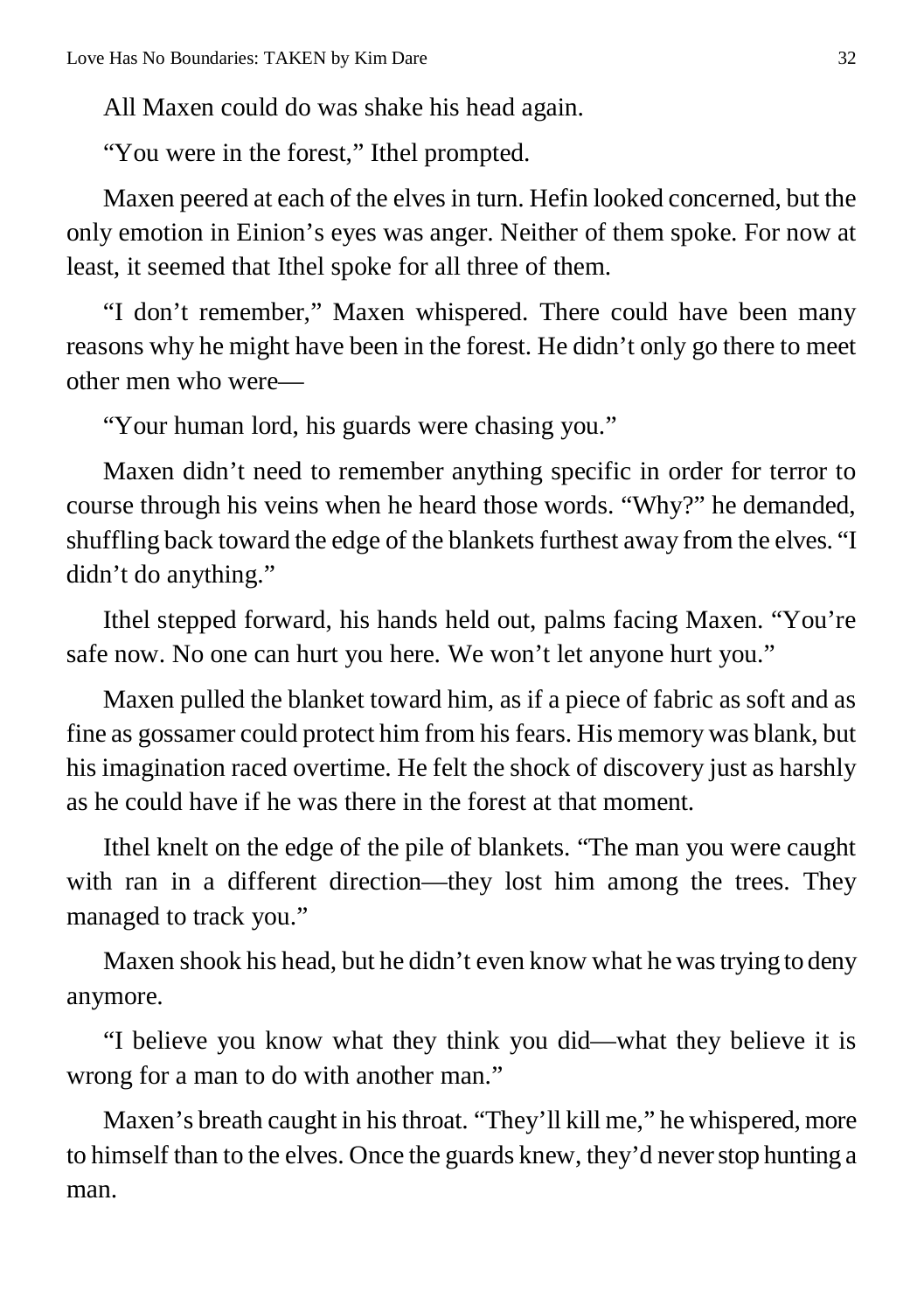All Maxen could do was shake his head again.

"You were in the forest," Ithel prompted.

Maxen peered at each of the elves in turn. Hefin looked concerned, but the only emotion in Einion's eyes was anger. Neither of them spoke. For now at least, it seemed that Ithel spoke for all three of them.

"I don't remember," Maxen whispered. There could have been many reasons why he might have been in the forest. He didn't only go there to meet other men who were—

"Your human lord, his guards were chasing you."

Maxen didn't need to remember anything specific in order for terror to course through his veins when he heard those words. "Why?" he demanded, shuffling back toward the edge of the blankets furthest away from the elves. "I didn't do anything."

Ithel stepped forward, his hands held out, palms facing Maxen. "You're safe now. No one can hurt you here. We won't let anyone hurt you."

Maxen pulled the blanket toward him, as if a piece of fabric as soft and as fine as gossamer could protect him from his fears. His memory was blank, but his imagination raced overtime. He felt the shock of discovery just as harshly as he could have if he was there in the forest at that moment.

Ithel knelt on the edge of the pile of blankets. "The man you were caught with ran in a different direction—they lost him among the trees. They managed to track you."

Maxen shook his head, but he didn't even know what he was trying to deny anymore.

"I believe you know what they think you did—what they believe it is wrong for a man to do with another man."

Maxen's breath caught in his throat. "They'll kill me," he whispered, more to himself than to the elves. Once the guards knew, they'd never stop hunting a man.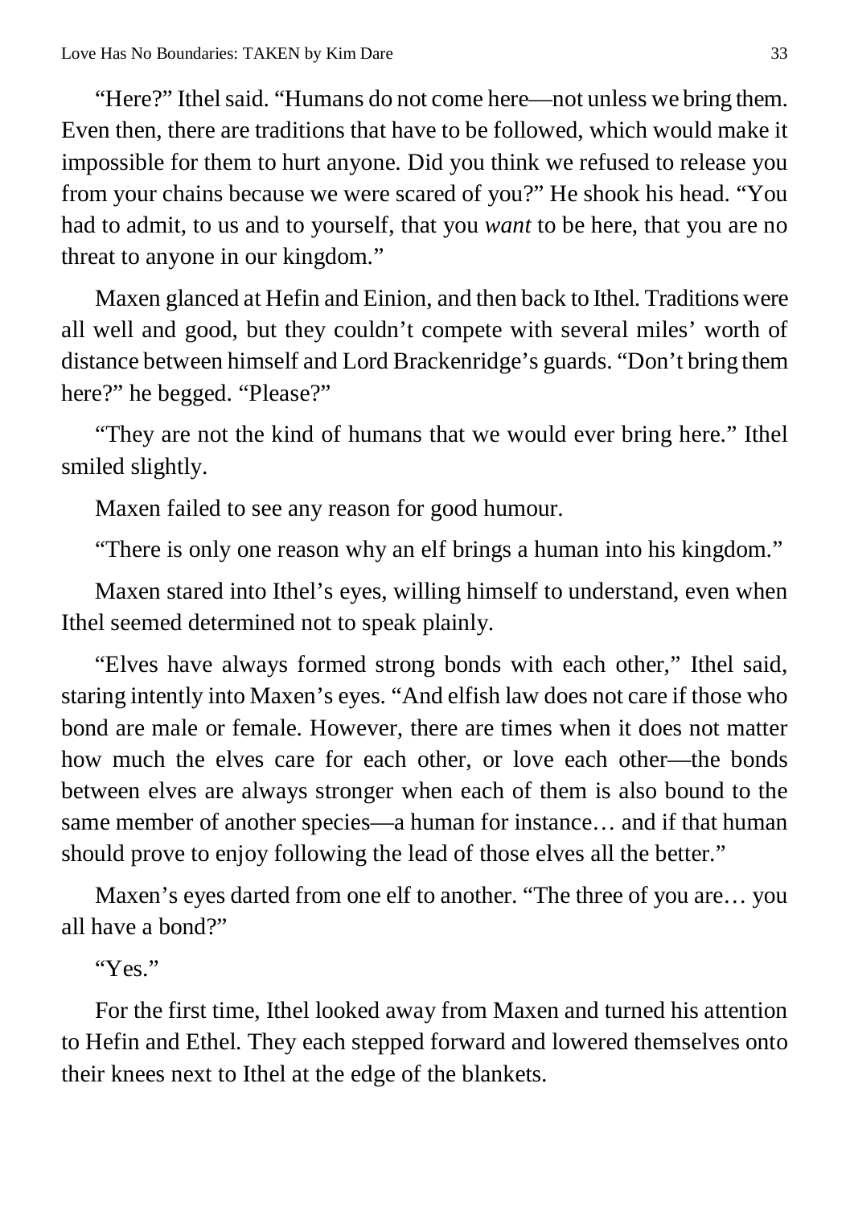"Here?" Ithel said. "Humans do not come here—not unless we bring them. Even then, there are traditions that have to be followed, which would make it impossible for them to hurt anyone. Did you think we refused to release you from your chains because we were scared of you?" He shook his head. "You had to admit, to us and to yourself, that you *want* to be here, that you are no threat to anyone in our kingdom."

Maxen glanced at Hefin and Einion, and then back to Ithel. Traditions were all well and good, but they couldn't compete with several miles' worth of distance between himself and Lord Brackenridge's guards. "Don't bring them here?" he begged. "Please?"

"They are not the kind of humans that we would ever bring here." Ithel smiled slightly.

Maxen failed to see any reason for good humour.

"There is only one reason why an elf brings a human into his kingdom."

Maxen stared into Ithel's eyes, willing himself to understand, even when Ithel seemed determined not to speak plainly.

"Elves have always formed strong bonds with each other," Ithel said, staring intently into Maxen's eyes. "And elfish law does not care if those who bond are male or female. However, there are times when it does not matter how much the elves care for each other, or love each other—the bonds between elves are always stronger when each of them is also bound to the same member of another species—a human for instance… and if that human should prove to enjoy following the lead of those elves all the better."

Maxen's eyes darted from one elf to another. "The three of you are… you all have a bond?"

"Yes."

For the first time, Ithel looked away from Maxen and turned his attention to Hefin and Ethel. They each stepped forward and lowered themselves onto their knees next to Ithel at the edge of the blankets.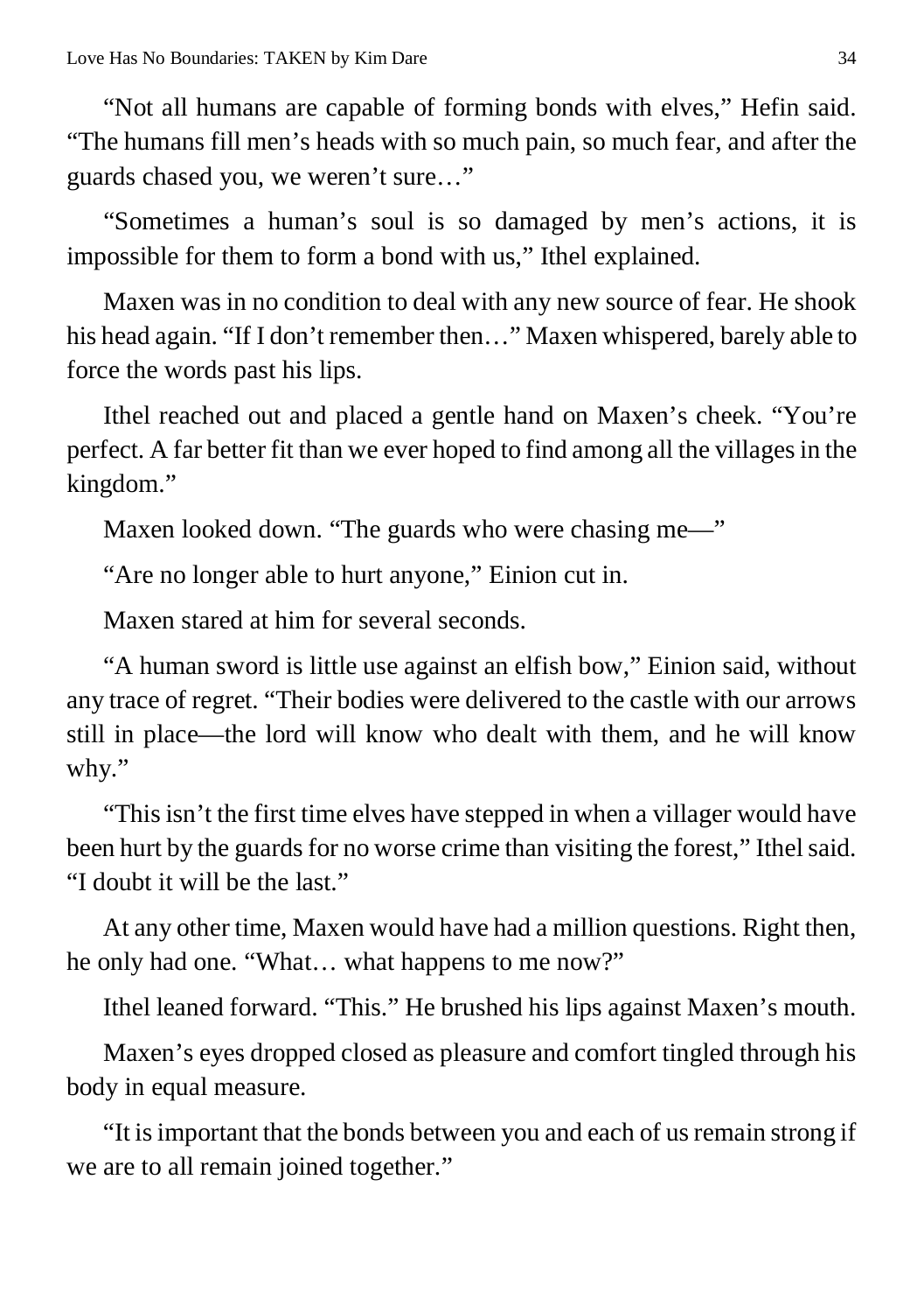"Not all humans are capable of forming bonds with elves," Hefin said. "The humans fill men's heads with so much pain, so much fear, and after the guards chased you, we weren't sure…"

"Sometimes a human's soul is so damaged by men's actions, it is impossible for them to form a bond with us," Ithel explained.

Maxen was in no condition to deal with any new source of fear. He shook his head again. "If I don't remember then…" Maxen whispered, barely able to force the words past his lips.

Ithel reached out and placed a gentle hand on Maxen's cheek. "You're perfect. A far better fit than we ever hoped to find among all the villages in the kingdom."

Maxen looked down. "The guards who were chasing me—"

"Are no longer able to hurt anyone," Einion cut in.

Maxen stared at him for several seconds.

"A human sword is little use against an elfish bow," Einion said, without any trace of regret. "Their bodies were delivered to the castle with our arrows still in place—the lord will know who dealt with them, and he will know why."

"This isn't the first time elves have stepped in when a villager would have been hurt by the guards for no worse crime than visiting the forest," Ithel said. "I doubt it will be the last."

At any other time, Maxen would have had a million questions. Right then, he only had one. "What… what happens to me now?"

Ithel leaned forward. "This." He brushed his lips against Maxen's mouth.

Maxen's eyes dropped closed as pleasure and comfort tingled through his body in equal measure.

"It is important that the bonds between you and each of us remain strong if we are to all remain joined together."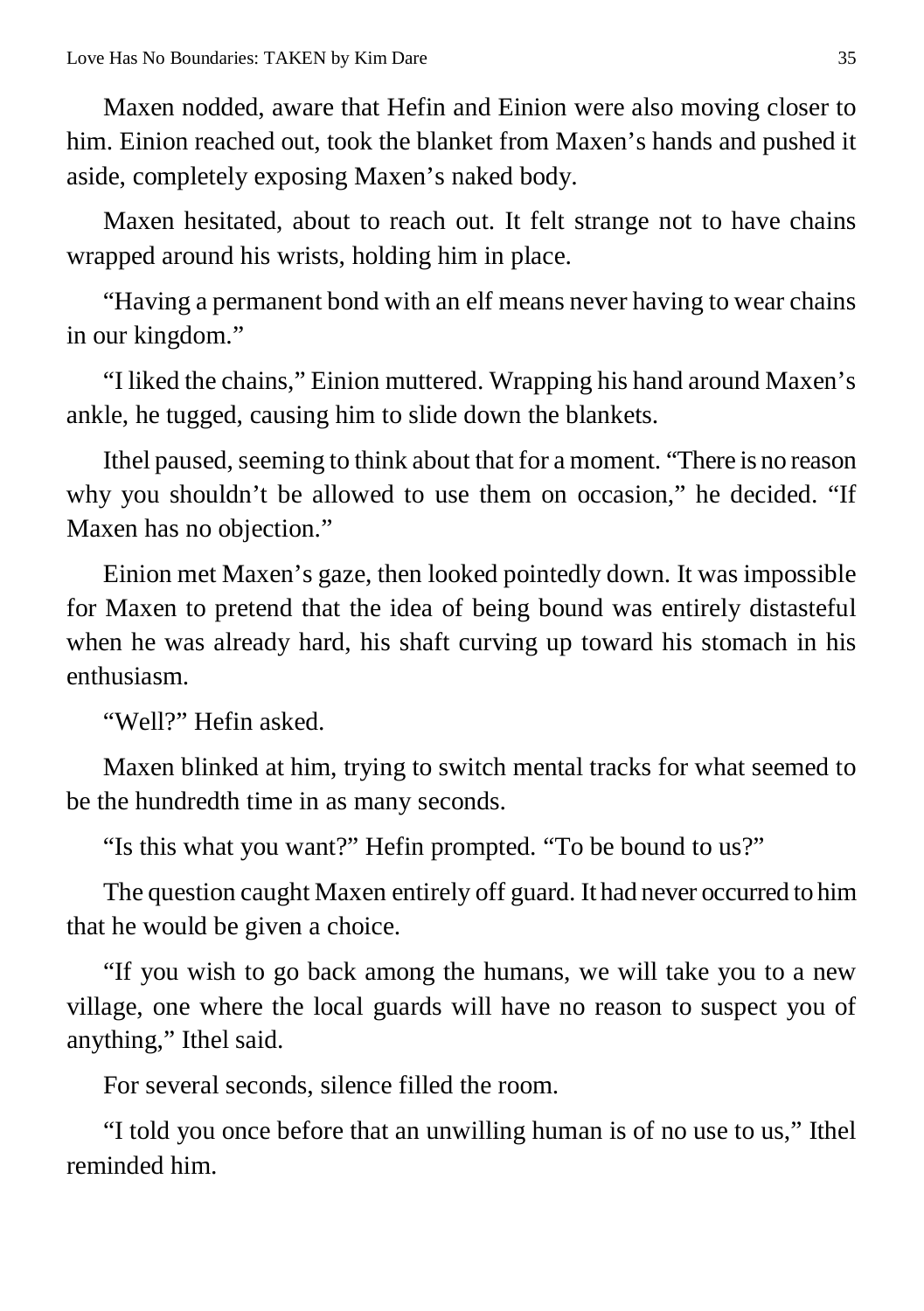Maxen nodded, aware that Hefin and Einion were also moving closer to him. Einion reached out, took the blanket from Maxen's hands and pushed it aside, completely exposing Maxen's naked body.

Maxen hesitated, about to reach out. It felt strange not to have chains wrapped around his wrists, holding him in place.

"Having a permanent bond with an elf means never having to wear chains in our kingdom."

"I liked the chains," Einion muttered. Wrapping his hand around Maxen's ankle, he tugged, causing him to slide down the blankets.

Ithel paused, seeming to think about that for a moment. "There is no reason why you shouldn't be allowed to use them on occasion," he decided. "If Maxen has no objection."

Einion met Maxen's gaze, then looked pointedly down. It was impossible for Maxen to pretend that the idea of being bound was entirely distasteful when he was already hard, his shaft curving up toward his stomach in his enthusiasm.

"Well?" Hefin asked.

Maxen blinked at him, trying to switch mental tracks for what seemed to be the hundredth time in as many seconds.

"Is this what you want?" Hefin prompted. "To be bound to us?"

The question caught Maxen entirely off guard. It had never occurred to him that he would be given a choice.

"If you wish to go back among the humans, we will take you to a new village, one where the local guards will have no reason to suspect you of anything," Ithel said.

For several seconds, silence filled the room.

"I told you once before that an unwilling human is of no use to us," Ithel reminded him.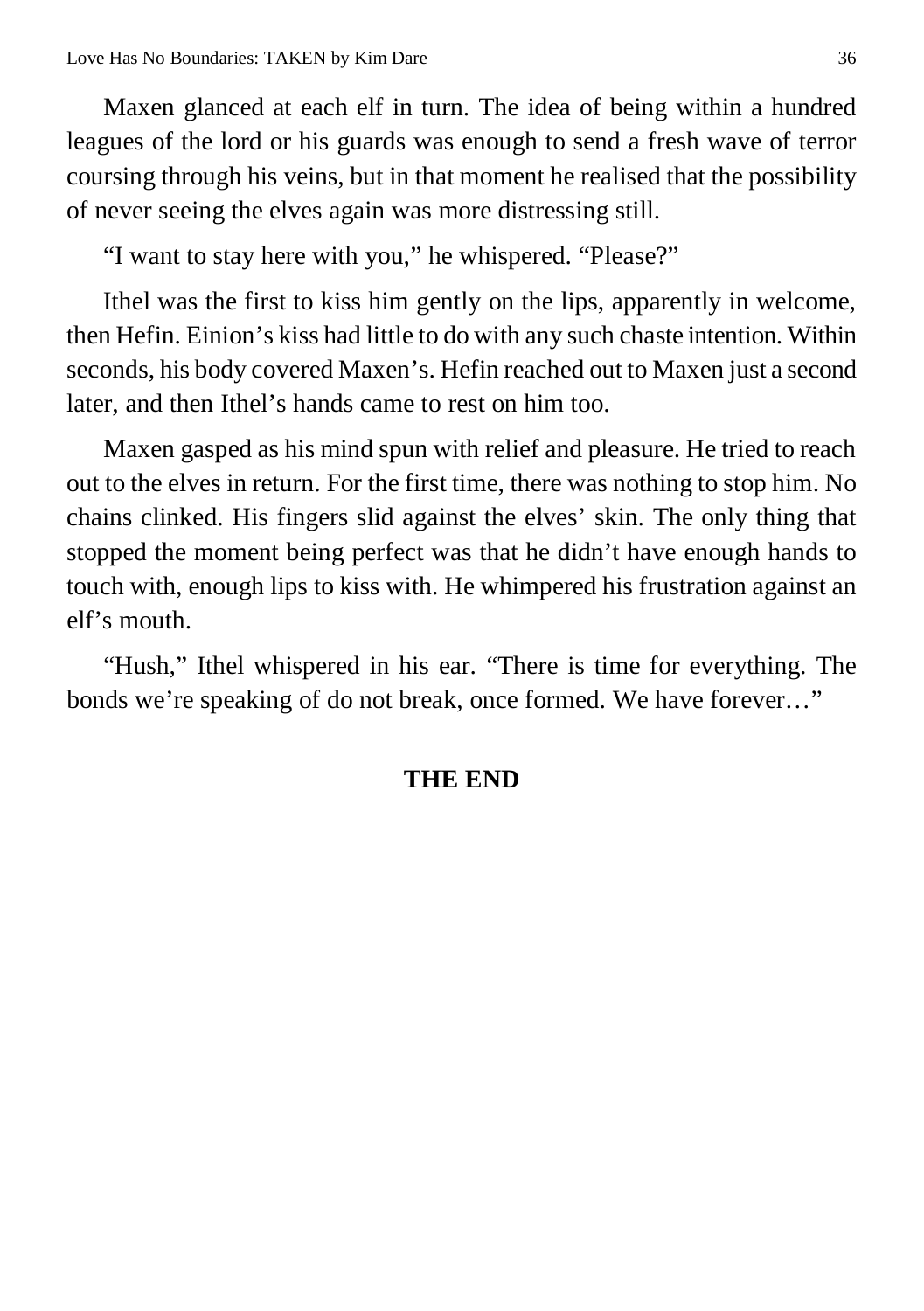Maxen glanced at each elf in turn. The idea of being within a hundred leagues of the lord or his guards was enough to send a fresh wave of terror coursing through his veins, but in that moment he realised that the possibility of never seeing the elves again was more distressing still.

"I want to stay here with you," he whispered. "Please?"

Ithel was the first to kiss him gently on the lips, apparently in welcome, then Hefin. Einion's kiss had little to do with any such chaste intention. Within seconds, his body covered Maxen's. Hefin reached out to Maxen just a second later, and then Ithel's hands came to rest on him too.

Maxen gasped as his mind spun with relief and pleasure. He tried to reach out to the elves in return. For the first time, there was nothing to stop him. No chains clinked. His fingers slid against the elves' skin. The only thing that stopped the moment being perfect was that he didn't have enough hands to touch with, enough lips to kiss with. He whimpered his frustration against an elf's mouth.

"Hush," Ithel whispered in his ear. "There is time for everything. The bonds we're speaking of do not break, once formed. We have forever…"

**THE END**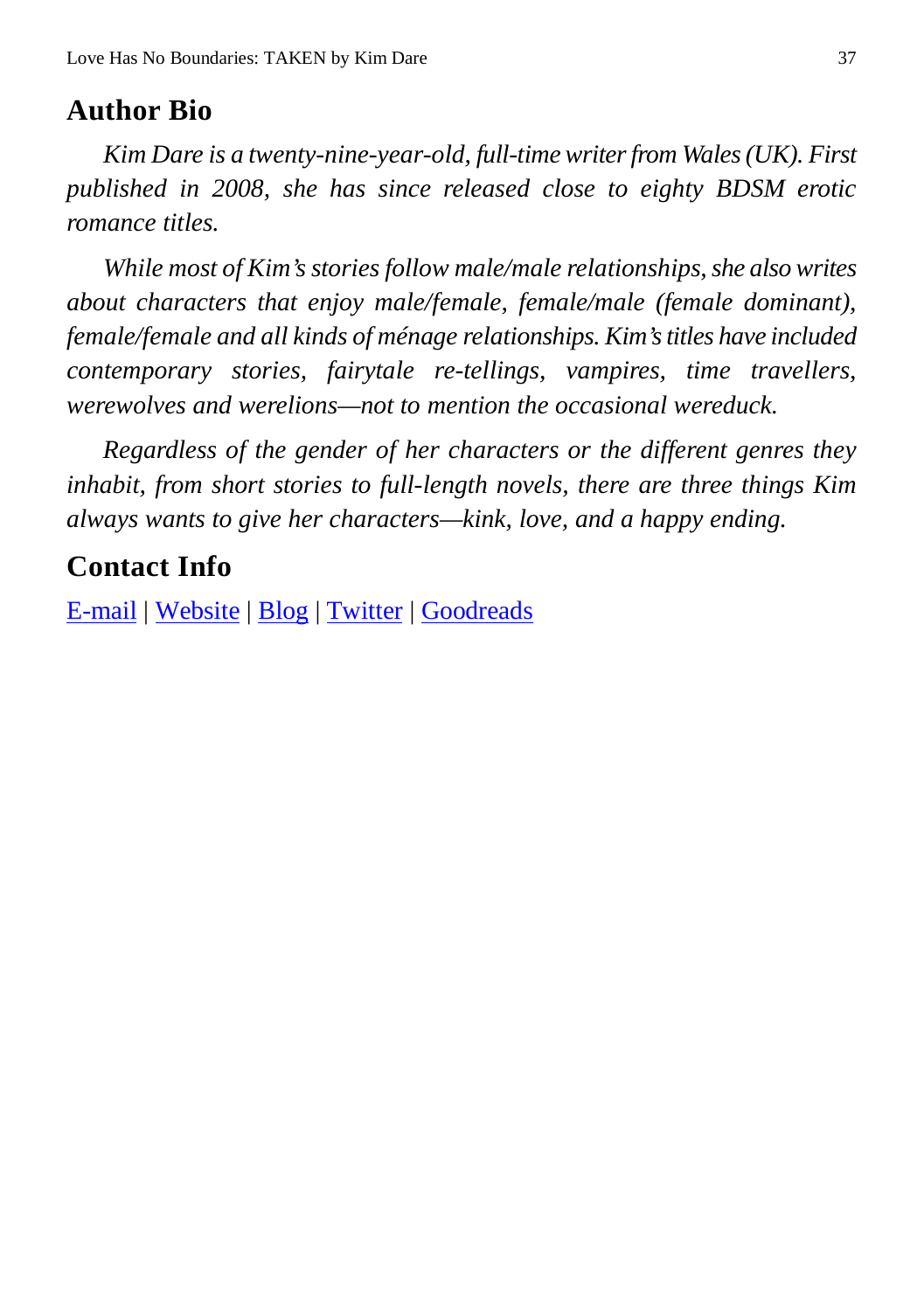## Author Bio

*Kim Dare is a twenty-nine-year-old, full-time writer from Wales (UK). First published in 2008, she has since released close to eighty BDSM erotic romance titles.*

*While most of Kim's stories follow male/male relationships, she also writes about characters that enjoy male/female, female/male (female dominant), female/female and all kinds of ménage relationships. Kim's titles have included contemporary stories, fairytale re-tellings, vampires, time travellers, werewolves and werelions—not to mention the occasional wereduck.*

*Regardless of the gender of her characters or the different genres they inhabit, from short stories to full-length novels, there are three things Kim always wants to give her characters—kink, love, and a happy ending.*

## Contact Info

E-mail | Website | Blog | Twitter | Goodreads